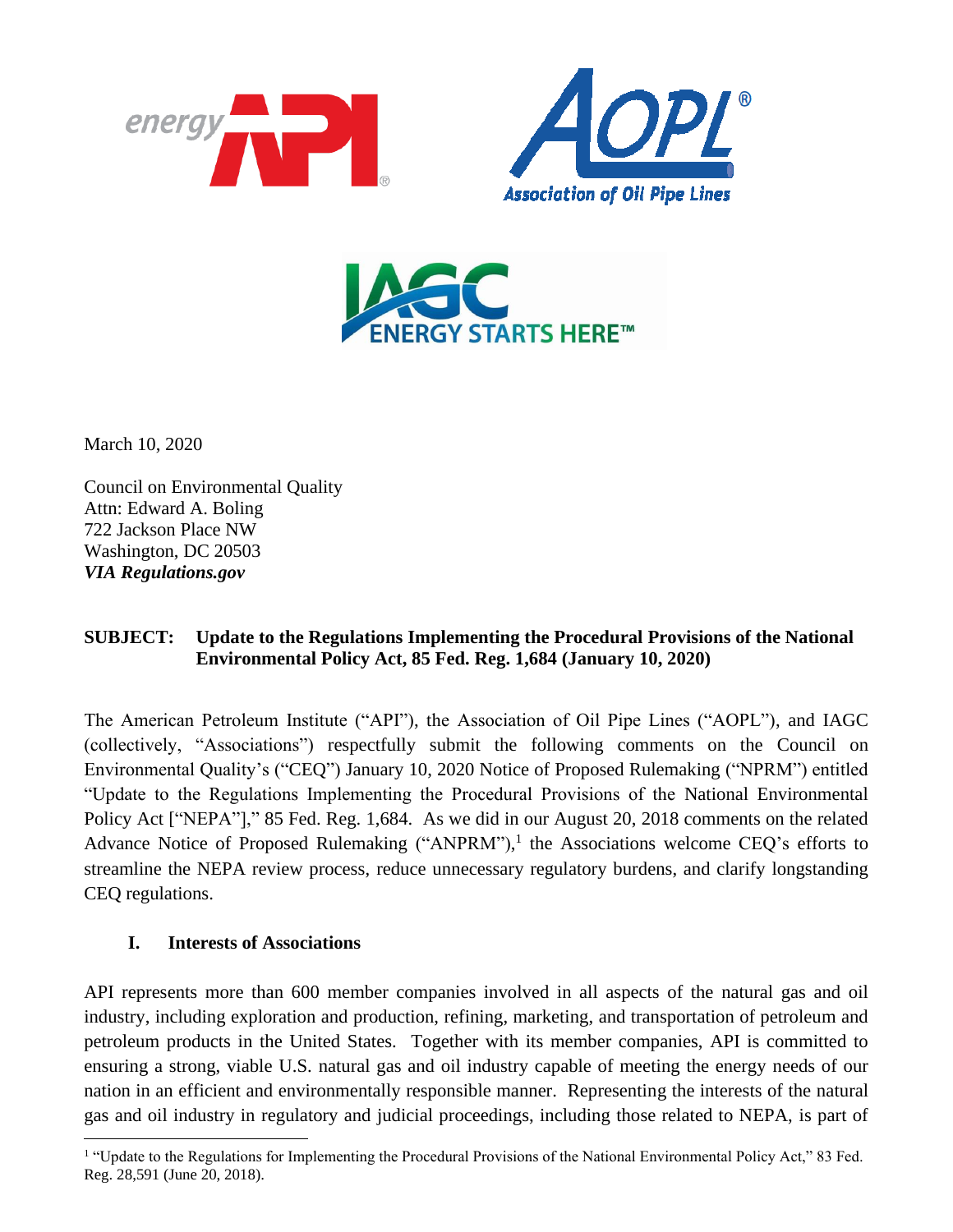March 10, 2020

Council on Environmental Quality
Attn: Edward A. Boling
722 Jackson Place NW
Washington, DC 20503
***VIA Regulations.gov***

**SUBJECT: Update to the Regulations Implementing the Procedural Provisions of the National Environmental Policy Act, 85 Fed. Reg. 1,684 (January 10, 2020)**

The American Petroleum Institute ("API"), the Association of Oil Pipe Lines ("AOPL"), and IAGC (collectively, "Associations") respectfully submit the following comments on the Council on Environmental Quality's ("CEQ") January 10, 2020 Notice of Proposed Rulemaking ("NPRM") entitled "Update to the Regulations Implementing the Procedural Provisions of the National Environmental Policy Act ["NEPA"]," 85 Fed. Reg. 1,684. As we did in our August 20, 2018 comments on the related Advance Notice of Proposed Rulemaking ("ANPRM"),[1] the Associations welcome CEQ's efforts to streamline the NEPA review process, reduce unnecessary regulatory burdens, and clarify longstanding CEQ regulations.

## I. Interests of Associations

API represents more than 600 member companies involved in all aspects of the natural gas and oil industry, including exploration and production, refining, marketing, and transportation of petroleum and petroleum products in the United States. Together with its member companies, API is committed to ensuring a strong, viable U.S. natural gas and oil industry capable of meeting the energy needs of our nation in an efficient and environmentally responsible manner. Representing the interests of the natural gas and oil industry in regulatory and judicial proceedings, including those related to NEPA, is part of

[1] "Update to the Regulations for Implementing the Procedural Provisions of the National Environmental Policy Act," 83 Fed. Reg. 28,591 (June 20, 2018).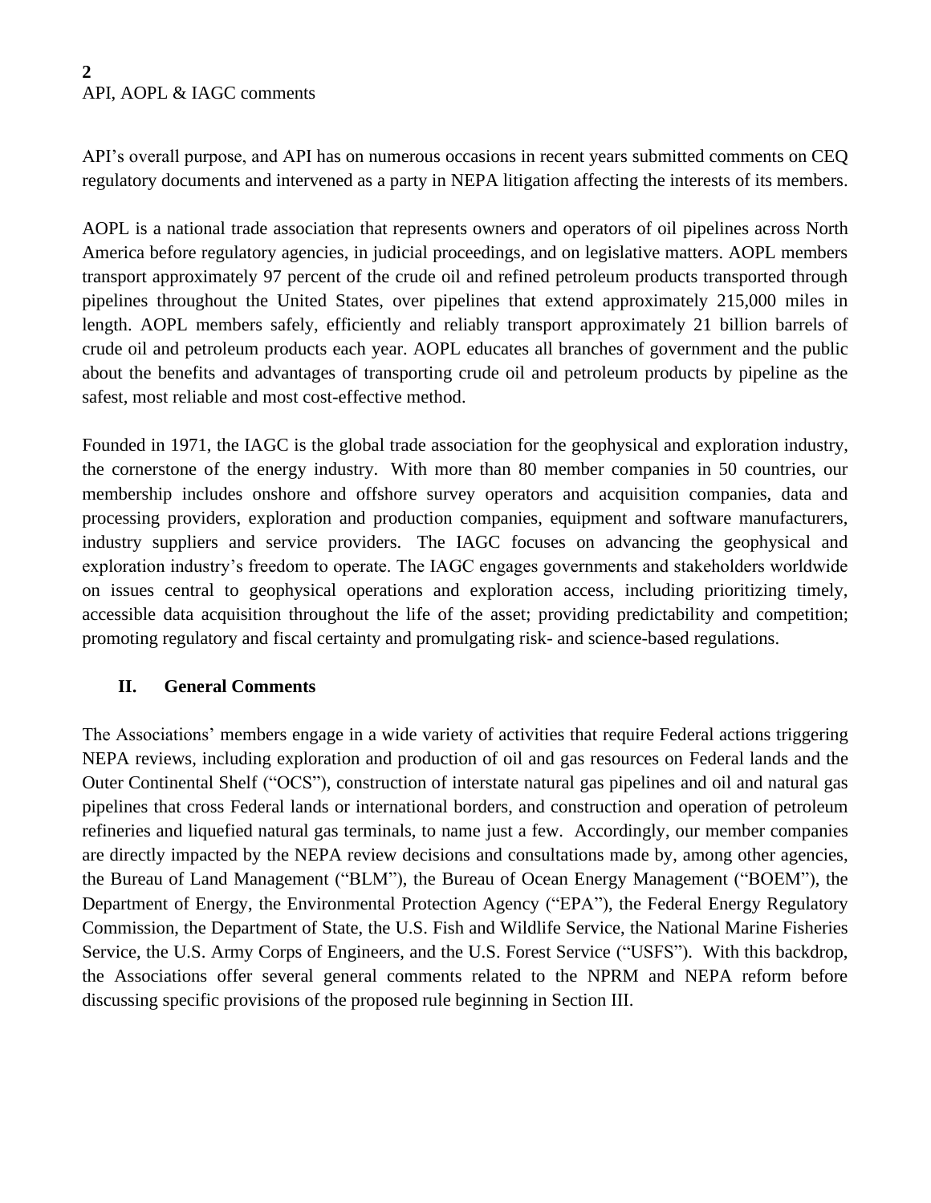API's overall purpose, and API has on numerous occasions in recent years submitted comments on CEQ regulatory documents and intervened as a party in NEPA litigation affecting the interests of its members.

AOPL is a national trade association that represents owners and operators of oil pipelines across North America before regulatory agencies, in judicial proceedings, and on legislative matters. AOPL members transport approximately 97 percent of the crude oil and refined petroleum products transported through pipelines throughout the United States, over pipelines that extend approximately 215,000 miles in length. AOPL members safely, efficiently and reliably transport approximately 21 billion barrels of crude oil and petroleum products each year. AOPL educates all branches of government and the public about the benefits and advantages of transporting crude oil and petroleum products by pipeline as the safest, most reliable and most cost-effective method.

Founded in 1971, the IAGC is the global trade association for the geophysical and exploration industry, the cornerstone of the energy industry. With more than 80 member companies in 50 countries, our membership includes onshore and offshore survey operators and acquisition companies, data and processing providers, exploration and production companies, equipment and software manufacturers, industry suppliers and service providers. The IAGC focuses on advancing the geophysical and exploration industry's freedom to operate. The IAGC engages governments and stakeholders worldwide on issues central to geophysical operations and exploration access, including prioritizing timely, accessible data acquisition throughout the life of the asset; providing predictability and competition; promoting regulatory and fiscal certainty and promulgating risk- and science-based regulations.

## II. General Comments

The Associations' members engage in a wide variety of activities that require Federal actions triggering NEPA reviews, including exploration and production of oil and gas resources on Federal lands and the Outer Continental Shelf ("OCS"), construction of interstate natural gas pipelines and oil and natural gas pipelines that cross Federal lands or international borders, and construction and operation of petroleum refineries and liquefied natural gas terminals, to name just a few. Accordingly, our member companies are directly impacted by the NEPA review decisions and consultations made by, among other agencies, the Bureau of Land Management ("BLM"), the Bureau of Ocean Energy Management ("BOEM"), the Department of Energy, the Environmental Protection Agency ("EPA"), the Federal Energy Regulatory Commission, the Department of State, the U.S. Fish and Wildlife Service, the National Marine Fisheries Service, the U.S. Army Corps of Engineers, and the U.S. Forest Service ("USFS"). With this backdrop, the Associations offer several general comments related to the NPRM and NEPA reform before discussing specific provisions of the proposed rule beginning in Section III.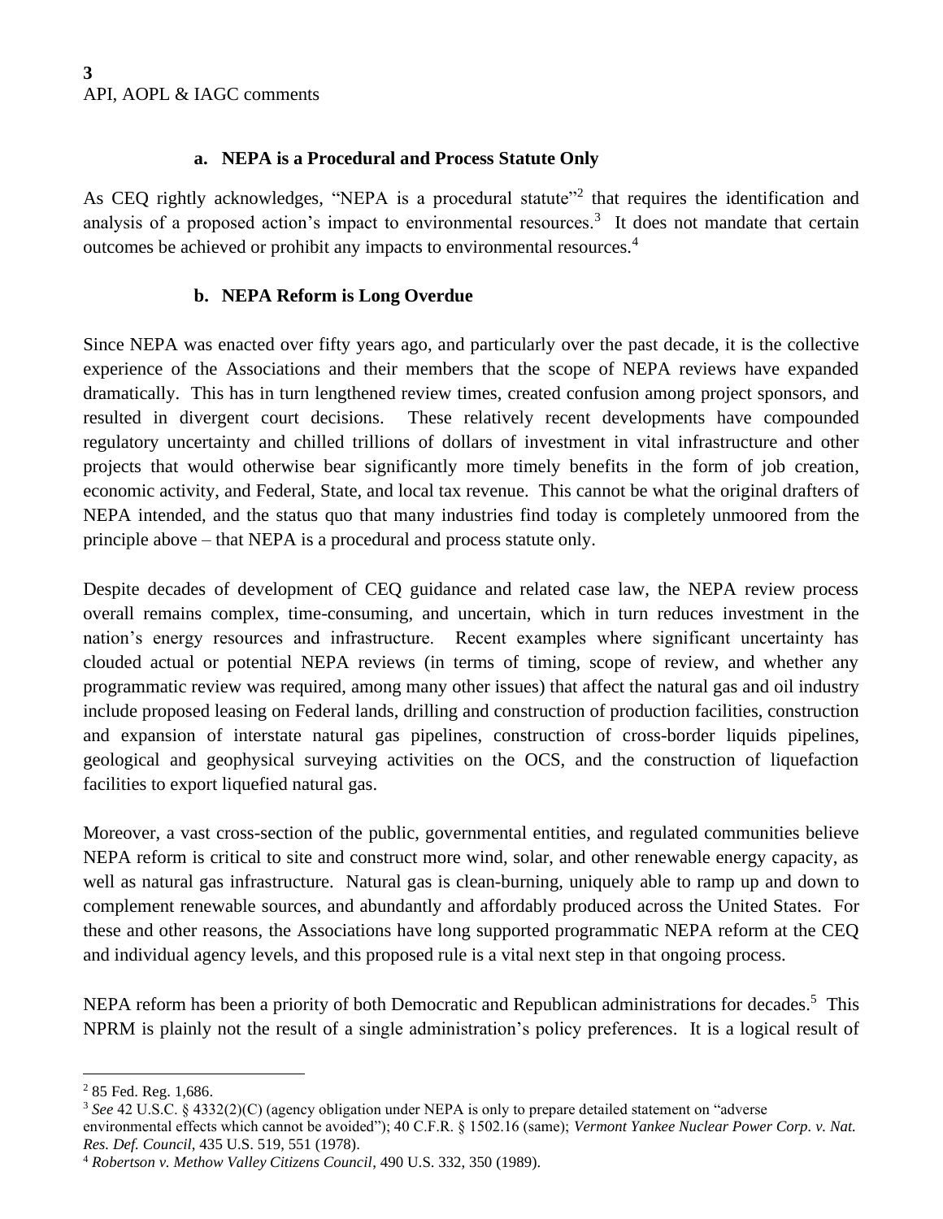### a. NEPA is a Procedural and Process Statute Only

As CEQ rightly acknowledges, "NEPA is a procedural statute"[2] that requires the identification and analysis of a proposed action's impact to environmental resources.[3] It does not mandate that certain outcomes be achieved or prohibit any impacts to environmental resources.[4]

### b. NEPA Reform is Long Overdue

Since NEPA was enacted over fifty years ago, and particularly over the past decade, it is the collective experience of the Associations and their members that the scope of NEPA reviews have expanded dramatically. This has in turn lengthened review times, created confusion among project sponsors, and resulted in divergent court decisions. These relatively recent developments have compounded regulatory uncertainty and chilled trillions of dollars of investment in vital infrastructure and other projects that would otherwise bear significantly more timely benefits in the form of job creation, economic activity, and Federal, State, and local tax revenue. This cannot be what the original drafters of NEPA intended, and the status quo that many industries find today is completely unmoored from the principle above – that NEPA is a procedural and process statute only.

Despite decades of development of CEQ guidance and related case law, the NEPA review process overall remains complex, time-consuming, and uncertain, which in turn reduces investment in the nation's energy resources and infrastructure. Recent examples where significant uncertainty has clouded actual or potential NEPA reviews (in terms of timing, scope of review, and whether any programmatic review was required, among many other issues) that affect the natural gas and oil industry include proposed leasing on Federal lands, drilling and construction of production facilities, construction and expansion of interstate natural gas pipelines, construction of cross-border liquids pipelines, geological and geophysical surveying activities on the OCS, and the construction of liquefaction facilities to export liquefied natural gas.

Moreover, a vast cross-section of the public, governmental entities, and regulated communities believe NEPA reform is critical to site and construct more wind, solar, and other renewable energy capacity, as well as natural gas infrastructure. Natural gas is clean-burning, uniquely able to ramp up and down to complement renewable sources, and abundantly and affordably produced across the United States. For these and other reasons, the Associations have long supported programmatic NEPA reform at the CEQ and individual agency levels, and this proposed rule is a vital next step in that ongoing process.

NEPA reform has been a priority of both Democratic and Republican administrations for decades.[5] This NPRM is plainly not the result of a single administration's policy preferences. It is a logical result of

---

[2] 85 Fed. Reg. 1,686.

[3] *See* 42 U.S.C. § 4332(2)(C) (agency obligation under NEPA is only to prepare detailed statement on "adverse environmental effects which cannot be avoided"); 40 C.F.R. § 1502.16 (same); *Vermont Yankee Nuclear Power Corp. v. Nat. Res. Def. Council*, 435 U.S. 519, 551 (1978).

[4] *Robertson v. Methow Valley Citizens Council*, 490 U.S. 332, 350 (1989).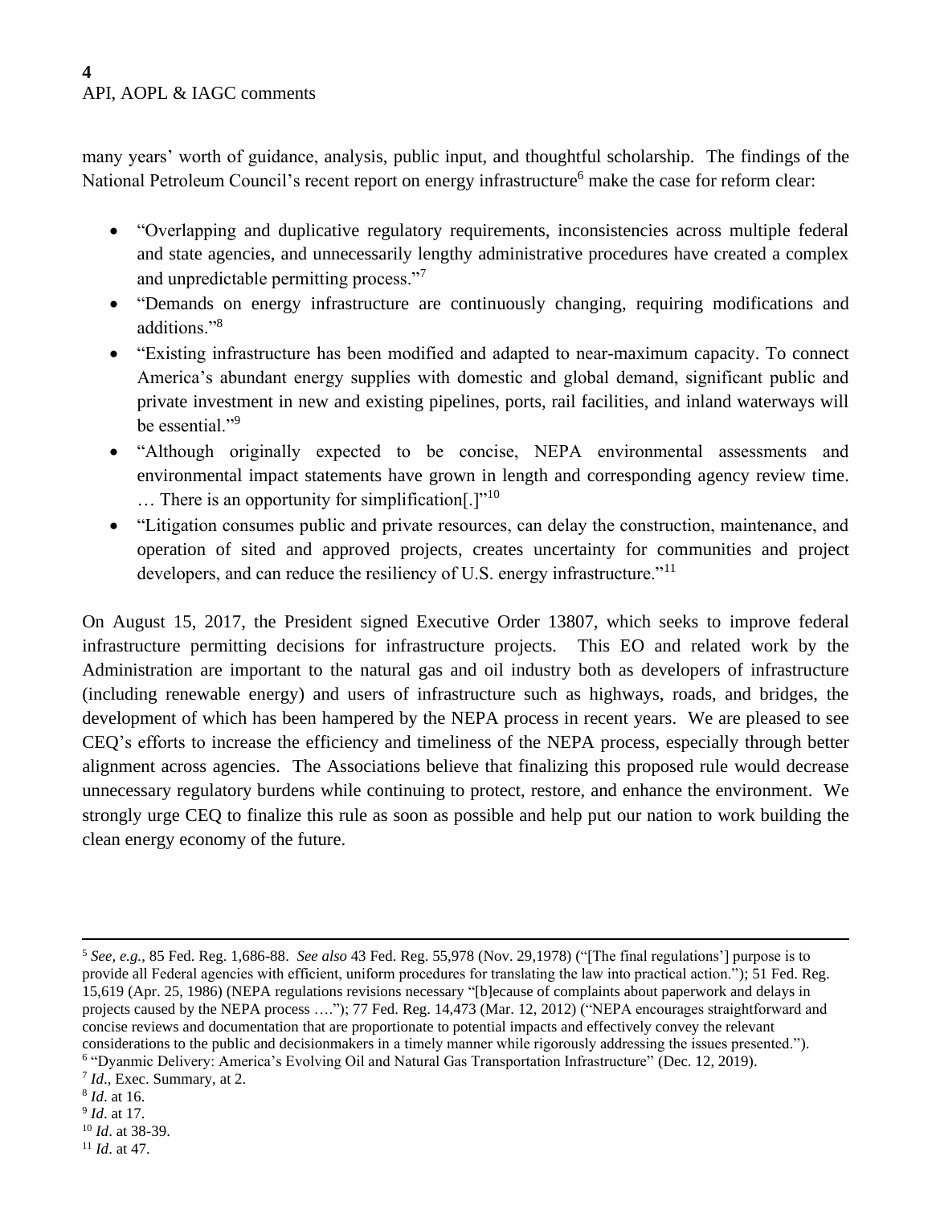many years' worth of guidance, analysis, public input, and thoughtful scholarship. The findings of the National Petroleum Council's recent report on energy infrastructure[6] make the case for reform clear:

- "Overlapping and duplicative regulatory requirements, inconsistencies across multiple federal and state agencies, and unnecessarily lengthy administrative procedures have created a complex and unpredictable permitting process."[7]
- "Demands on energy infrastructure are continuously changing, requiring modifications and additions."[8]
- "Existing infrastructure has been modified and adapted to near-maximum capacity. To connect America's abundant energy supplies with domestic and global demand, significant public and private investment in new and existing pipelines, ports, rail facilities, and inland waterways will be essential."[9]
- "Although originally expected to be concise, NEPA environmental assessments and environmental impact statements have grown in length and corresponding agency review time. … There is an opportunity for simplification[.]"[10]
- "Litigation consumes public and private resources, can delay the construction, maintenance, and operation of sited and approved projects, creates uncertainty for communities and project developers, and can reduce the resiliency of U.S. energy infrastructure."[11]

On August 15, 2017, the President signed Executive Order 13807, which seeks to improve federal infrastructure permitting decisions for infrastructure projects. This EO and related work by the Administration are important to the natural gas and oil industry both as developers of infrastructure (including renewable energy) and users of infrastructure such as highways, roads, and bridges, the development of which has been hampered by the NEPA process in recent years. We are pleased to see CEQ's efforts to increase the efficiency and timeliness of the NEPA process, especially through better alignment across agencies. The Associations believe that finalizing this proposed rule would decrease unnecessary regulatory burdens while continuing to protect, restore, and enhance the environment. We strongly urge CEQ to finalize this rule as soon as possible and help put our nation to work building the clean energy economy of the future.

---

[5] *See, e.g.*, 85 Fed. Reg. 1,686-88. *See also* 43 Fed. Reg. 55,978 (Nov. 29,1978) ("[The final regulations'] purpose is to provide all Federal agencies with efficient, uniform procedures for translating the law into practical action."); 51 Fed. Reg. 15,619 (Apr. 25, 1986) (NEPA regulations revisions necessary "[b]ecause of complaints about paperwork and delays in projects caused by the NEPA process …."); 77 Fed. Reg. 14,473 (Mar. 12, 2012) ("NEPA encourages straightforward and concise reviews and documentation that are proportionate to potential impacts and effectively convey the relevant considerations to the public and decisionmakers in a timely manner while rigorously addressing the issues presented.").

[6] "Dyanmic Delivery: America's Evolving Oil and Natural Gas Transportation Infrastructure" (Dec. 12, 2019).

[7] *Id*., Exec. Summary, at 2.

[8] *Id*. at 16.

[9] *Id*. at 17.

[10] *Id*. at 38-39.

[11] *Id*. at 47.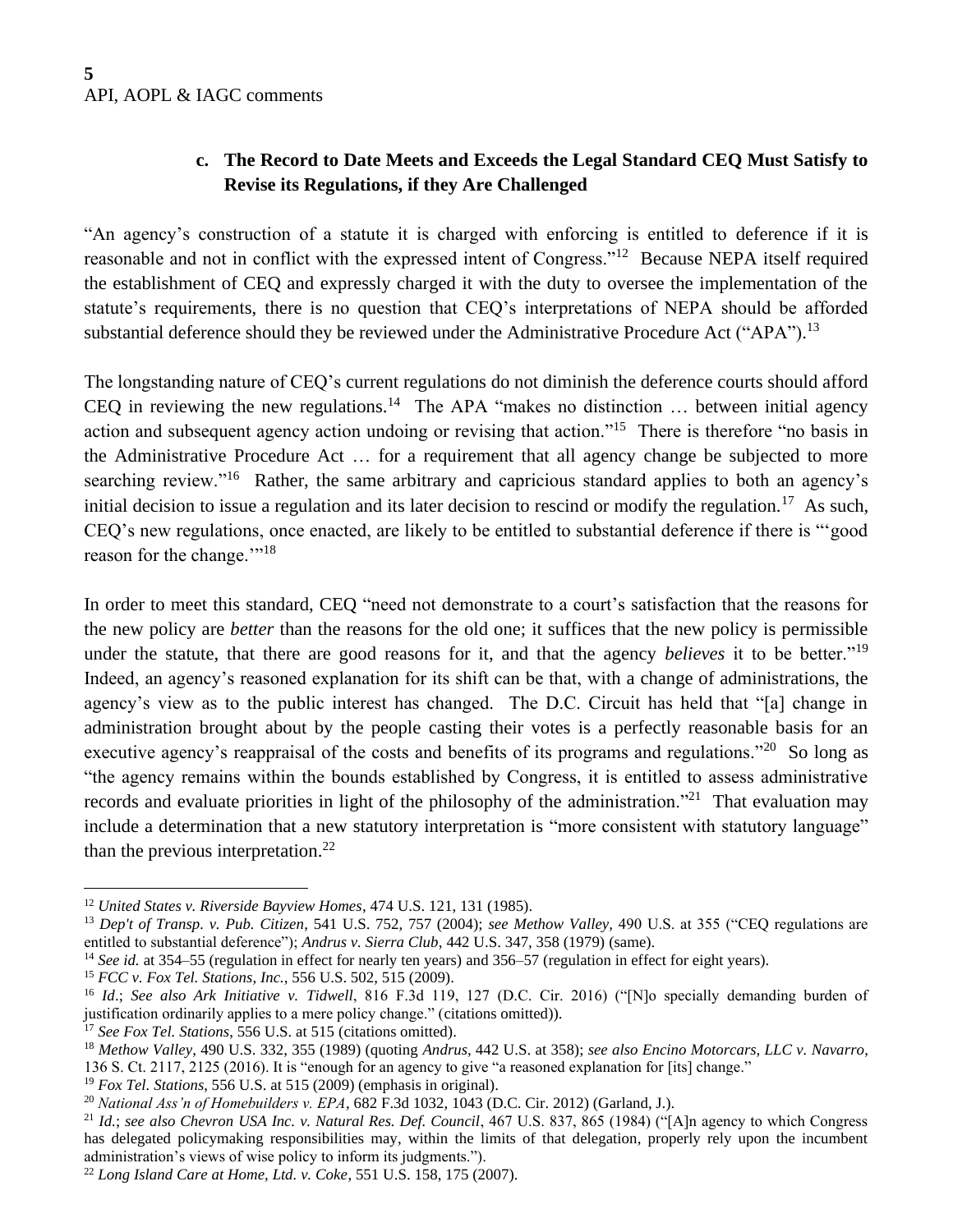### c. The Record to Date Meets and Exceeds the Legal Standard CEQ Must Satisfy to Revise its Regulations, if they Are Challenged

"An agency's construction of a statute it is charged with enforcing is entitled to deference if it is reasonable and not in conflict with the expressed intent of Congress."[12] Because NEPA itself required the establishment of CEQ and expressly charged it with the duty to oversee the implementation of the statute's requirements, there is no question that CEQ's interpretations of NEPA should be afforded substantial deference should they be reviewed under the Administrative Procedure Act ("APA").[13]

The longstanding nature of CEQ's current regulations do not diminish the deference courts should afford CEQ in reviewing the new regulations.[14] The APA "makes no distinction … between initial agency action and subsequent agency action undoing or revising that action."[15] There is therefore "no basis in the Administrative Procedure Act … for a requirement that all agency change be subjected to more searching review."[16] Rather, the same arbitrary and capricious standard applies to both an agency's initial decision to issue a regulation and its later decision to rescind or modify the regulation.[17] As such, CEQ's new regulations, once enacted, are likely to be entitled to substantial deference if there is "'good reason for the change.'"[18]

In order to meet this standard, CEQ "need not demonstrate to a court's satisfaction that the reasons for the new policy are *better* than the reasons for the old one; it suffices that the new policy is permissible under the statute, that there are good reasons for it, and that the agency *believes* it to be better."[19] Indeed, an agency's reasoned explanation for its shift can be that, with a change of administrations, the agency's view as to the public interest has changed. The D.C. Circuit has held that "[a] change in administration brought about by the people casting their votes is a perfectly reasonable basis for an executive agency's reappraisal of the costs and benefits of its programs and regulations."[20] So long as "the agency remains within the bounds established by Congress, it is entitled to assess administrative records and evaluate priorities in light of the philosophy of the administration."[21] That evaluation may include a determination that a new statutory interpretation is "more consistent with statutory language" than the previous interpretation.[22]

---

[12] *United States v. Riverside Bayview Homes*, 474 U.S. 121, 131 (1985).

[13] *Dep't of Transp. v. Pub. Citizen*, 541 U.S. 752, 757 (2004); *see Methow Valley*, 490 U.S. at 355 ("CEQ regulations are entitled to substantial deference"); *Andrus v. Sierra Club*, 442 U.S. 347, 358 (1979) (same).

[14] *See id.* at 354–55 (regulation in effect for nearly ten years) and 356–57 (regulation in effect for eight years).

[15] *FCC v. Fox Tel. Stations, Inc.*, 556 U.S. 502, 515 (2009).

[16] *Id.*; *See also Ark Initiative v. Tidwell*, 816 F.3d 119, 127 (D.C. Cir. 2016) ("[N]o specially demanding burden of justification ordinarily applies to a mere policy change." (citations omitted)).

[17] *See Fox Tel. Stations*, 556 U.S. at 515 (citations omitted).

[18] *Methow Valley*, 490 U.S. 332, 355 (1989) (quoting *Andrus*, 442 U.S. at 358); *see also Encino Motorcars, LLC v. Navarro*, 136 S. Ct. 2117, 2125 (2016). It is "enough for an agency to give "a reasoned explanation for [its] change."

[19] *Fox Tel. Stations*, 556 U.S. at 515 (2009) (emphasis in original).

[20] *National Ass'n of Homebuilders v. EPA*, 682 F.3d 1032, 1043 (D.C. Cir. 2012) (Garland, J.).

[21] *Id.*; *see also Chevron USA Inc. v. Natural Res. Def. Council*, 467 U.S. 837, 865 (1984) ("[A]n agency to which Congress has delegated policymaking responsibilities may, within the limits of that delegation, properly rely upon the incumbent administration's views of wise policy to inform its judgments.").

[22] *Long Island Care at Home, Ltd. v. Coke*, 551 U.S. 158, 175 (2007).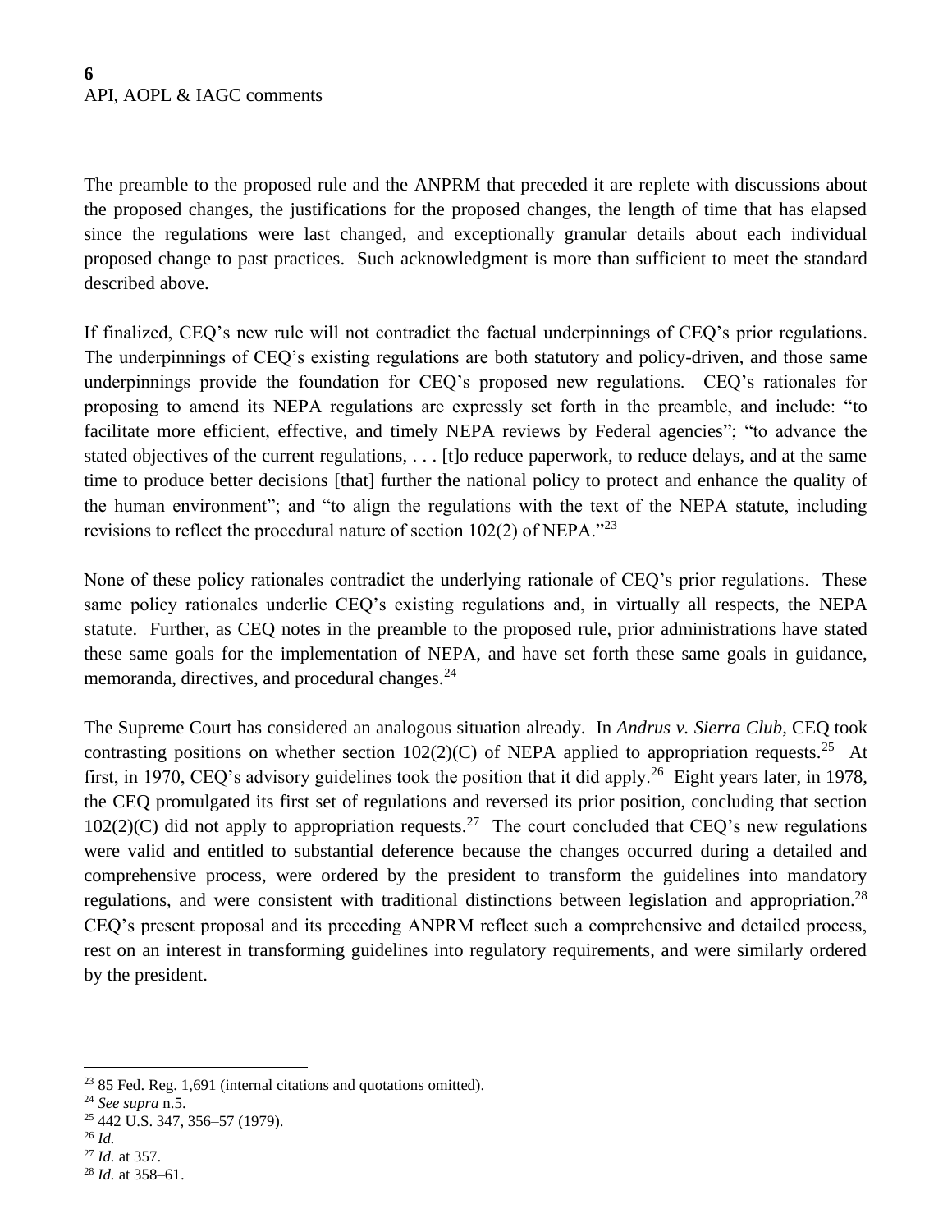The preamble to the proposed rule and the ANPRM that preceded it are replete with discussions about the proposed changes, the justifications for the proposed changes, the length of time that has elapsed since the regulations were last changed, and exceptionally granular details about each individual proposed change to past practices. Such acknowledgment is more than sufficient to meet the standard described above.

If finalized, CEQ's new rule will not contradict the factual underpinnings of CEQ's prior regulations. The underpinnings of CEQ's existing regulations are both statutory and policy-driven, and those same underpinnings provide the foundation for CEQ's proposed new regulations. CEQ's rationales for proposing to amend its NEPA regulations are expressly set forth in the preamble, and include: "to facilitate more efficient, effective, and timely NEPA reviews by Federal agencies"; "to advance the stated objectives of the current regulations, . . . [t]o reduce paperwork, to reduce delays, and at the same time to produce better decisions [that] further the national policy to protect and enhance the quality of the human environment"; and "to align the regulations with the text of the NEPA statute, including revisions to reflect the procedural nature of section 102(2) of NEPA."[23]

None of these policy rationales contradict the underlying rationale of CEQ's prior regulations. These same policy rationales underlie CEQ's existing regulations and, in virtually all respects, the NEPA statute. Further, as CEQ notes in the preamble to the proposed rule, prior administrations have stated these same goals for the implementation of NEPA, and have set forth these same goals in guidance, memoranda, directives, and procedural changes.[24]

The Supreme Court has considered an analogous situation already. In *Andrus v. Sierra Club*, CEQ took contrasting positions on whether section 102(2)(C) of NEPA applied to appropriation requests.[25] At first, in 1970, CEQ's advisory guidelines took the position that it did apply.[26] Eight years later, in 1978, the CEQ promulgated its first set of regulations and reversed its prior position, concluding that section 102(2)(C) did not apply to appropriation requests.[27] The court concluded that CEQ's new regulations were valid and entitled to substantial deference because the changes occurred during a detailed and comprehensive process, were ordered by the president to transform the guidelines into mandatory regulations, and were consistent with traditional distinctions between legislation and appropriation.[28] CEQ's present proposal and its preceding ANPRM reflect such a comprehensive and detailed process, rest on an interest in transforming guidelines into regulatory requirements, and were similarly ordered by the president.

---

[23] 85 Fed. Reg. 1,691 (internal citations and quotations omitted).

[24] *See supra* n.5.

[25] 442 U.S. 347, 356–57 (1979).

[26] *Id.*

[27] *Id.* at 357.

[28] *Id.* at 358–61.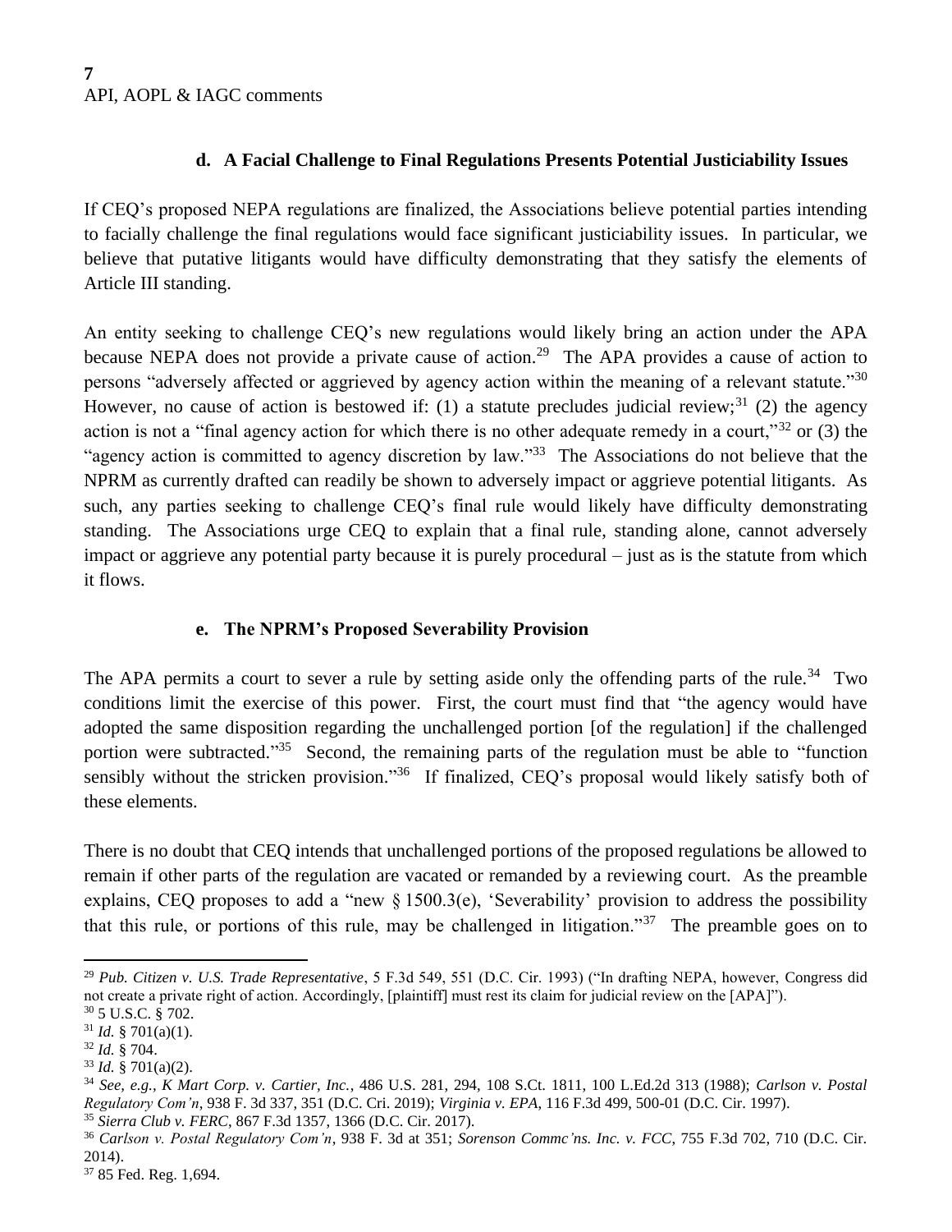### d. A Facial Challenge to Final Regulations Presents Potential Justiciability Issues

If CEQ's proposed NEPA regulations are finalized, the Associations believe potential parties intending to facially challenge the final regulations would face significant justiciability issues. In particular, we believe that putative litigants would have difficulty demonstrating that they satisfy the elements of Article III standing.

An entity seeking to challenge CEQ's new regulations would likely bring an action under the APA because NEPA does not provide a private cause of action.[29] The APA provides a cause of action to persons "adversely affected or aggrieved by agency action within the meaning of a relevant statute."[30] However, no cause of action is bestowed if: (1) a statute precludes judicial review;[31] (2) the agency action is not a "final agency action for which there is no other adequate remedy in a court,"[32] or (3) the "agency action is committed to agency discretion by law."[33] The Associations do not believe that the NPRM as currently drafted can readily be shown to adversely impact or aggrieve potential litigants. As such, any parties seeking to challenge CEQ's final rule would likely have difficulty demonstrating standing. The Associations urge CEQ to explain that a final rule, standing alone, cannot adversely impact or aggrieve any potential party because it is purely procedural – just as is the statute from which it flows.

### e. The NPRM's Proposed Severability Provision

The APA permits a court to sever a rule by setting aside only the offending parts of the rule.[34] Two conditions limit the exercise of this power. First, the court must find that "the agency would have adopted the same disposition regarding the unchallenged portion [of the regulation] if the challenged portion were subtracted."[35] Second, the remaining parts of the regulation must be able to "function sensibly without the stricken provision."[36] If finalized, CEQ's proposal would likely satisfy both of these elements.

There is no doubt that CEQ intends that unchallenged portions of the proposed regulations be allowed to remain if other parts of the regulation are vacated or remanded by a reviewing court. As the preamble explains, CEQ proposes to add a "new § 1500.3(e), 'Severability' provision to address the possibility that this rule, or portions of this rule, may be challenged in litigation."[37] The preamble goes on to

---

[29] *Pub. Citizen v. U.S. Trade Representative*, 5 F.3d 549, 551 (D.C. Cir. 1993) ("In drafting NEPA, however, Congress did not create a private right of action. Accordingly, [plaintiff] must rest its claim for judicial review on the [APA]").

[30] 5 U.S.C. § 702.

[31] *Id.* § 701(a)(1).

[32] *Id.* § 704.

[33] *Id.* § 701(a)(2).

[34] *See, e.g., K Mart Corp. v. Cartier, Inc.*, 486 U.S. 281, 294, 108 S.Ct. 1811, 100 L.Ed.2d 313 (1988); *Carlson v. Postal Regulatory Com'n*, 938 F. 3d 337, 351 (D.C. Cri. 2019); *Virginia v. EPA*, 116 F.3d 499, 500-01 (D.C. Cir. 1997).

[35] *Sierra Club v. FERC*, 867 F.3d 1357, 1366 (D.C. Cir. 2017).

[36] *Carlson v. Postal Regulatory Com'n*, 938 F. 3d at 351; *Sorenson Commc'ns. Inc. v. FCC*, 755 F.3d 702, 710 (D.C. Cir. 2014).

[37] 85 Fed. Reg. 1,694.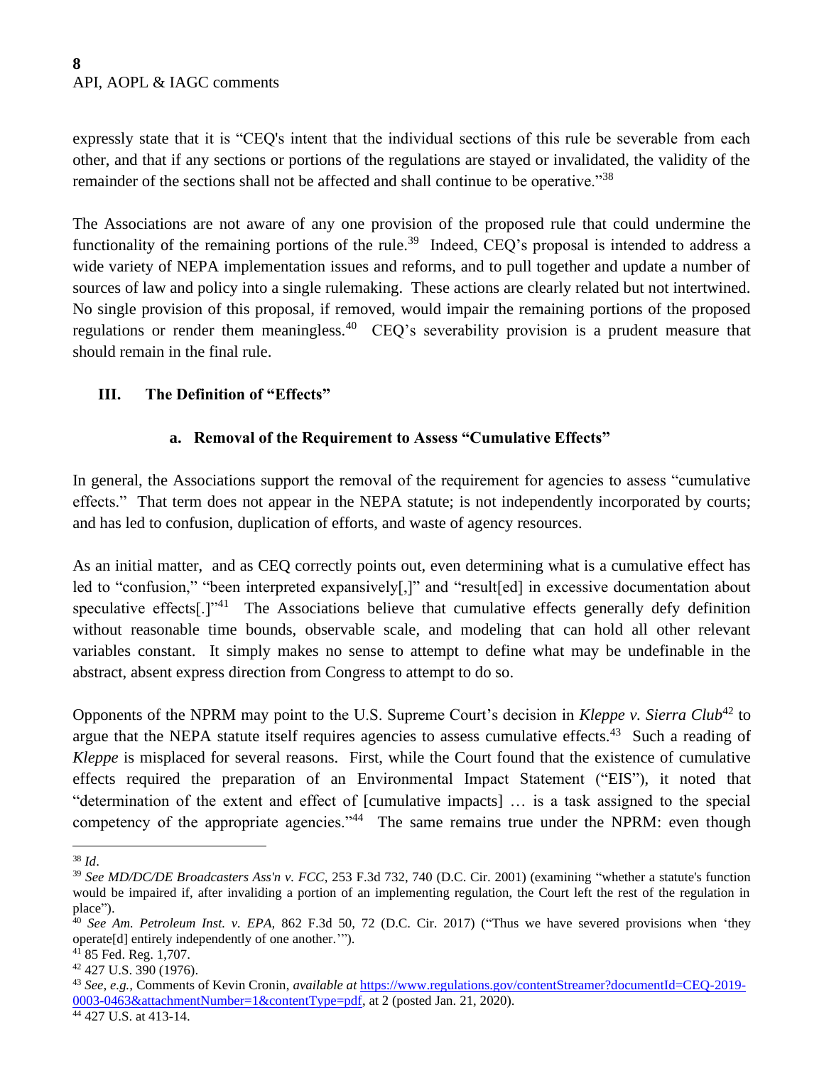expressly state that it is "CEQ's intent that the individual sections of this rule be severable from each other, and that if any sections or portions of the regulations are stayed or invalidated, the validity of the remainder of the sections shall not be affected and shall continue to be operative."[38]

The Associations are not aware of any one provision of the proposed rule that could undermine the functionality of the remaining portions of the rule.[39] Indeed, CEQ's proposal is intended to address a wide variety of NEPA implementation issues and reforms, and to pull together and update a number of sources of law and policy into a single rulemaking. These actions are clearly related but not intertwined. No single provision of this proposal, if removed, would impair the remaining portions of the proposed regulations or render them meaningless.[40] CEQ's severability provision is a prudent measure that should remain in the final rule.

## III. The Definition of "Effects"

### a. Removal of the Requirement to Assess "Cumulative Effects"

In general, the Associations support the removal of the requirement for agencies to assess "cumulative effects." That term does not appear in the NEPA statute; is not independently incorporated by courts; and has led to confusion, duplication of efforts, and waste of agency resources.

As an initial matter, and as CEQ correctly points out, even determining what is a cumulative effect has led to "confusion," "been interpreted expansively[,]" and "result[ed] in excessive documentation about speculative effects[.]"[41] The Associations believe that cumulative effects generally defy definition without reasonable time bounds, observable scale, and modeling that can hold all other relevant variables constant. It simply makes no sense to attempt to define what may be undefinable in the abstract, absent express direction from Congress to attempt to do so.

Opponents of the NPRM may point to the U.S. Supreme Court's decision in *Kleppe v. Sierra Club*[42] to argue that the NEPA statute itself requires agencies to assess cumulative effects.[43] Such a reading of *Kleppe* is misplaced for several reasons. First, while the Court found that the existence of cumulative effects required the preparation of an Environmental Impact Statement ("EIS"), it noted that "determination of the extent and effect of [cumulative impacts] … is a task assigned to the special competency of the appropriate agencies."[44] The same remains true under the NPRM: even though

---

[38] *Id*.

[39] *See MD/DC/DE Broadcasters Ass'n v. FCC*, 253 F.3d 732, 740 (D.C. Cir. 2001) (examining "whether a statute's function would be impaired if, after invaliding a portion of an implementing regulation, the Court left the rest of the regulation in place").

[40] *See Am. Petroleum Inst. v. EPA,* 862 F.3d 50, 72 (D.C. Cir. 2017) ("Thus we have severed provisions when 'they operate[d] entirely independently of one another.'").

[41] 85 Fed. Reg. 1,707.

[42] 427 U.S. 390 (1976).

[43] *See, e.g.,* Comments of Kevin Cronin, *available at* https://www.regulations.gov/contentStreamer?documentId=CEQ-2019-0003-0463&attachmentNumber=1&contentType=pdf, at 2 (posted Jan. 21, 2020).

[44] 427 U.S. at 413-14.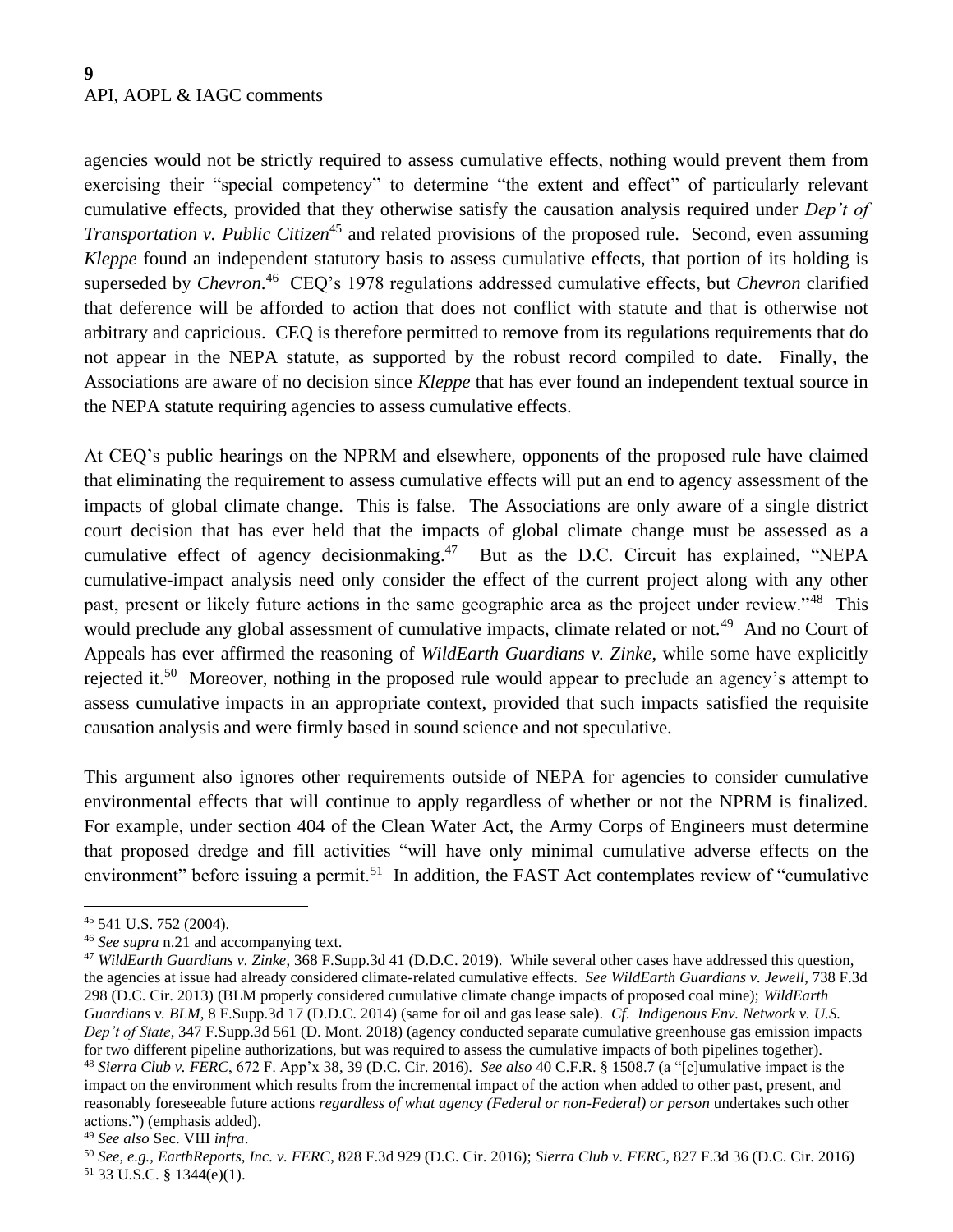agencies would not be strictly required to assess cumulative effects, nothing would prevent them from exercising their "special competency" to determine "the extent and effect" of particularly relevant cumulative effects, provided that they otherwise satisfy the causation analysis required under *Dep't of Transportation v. Public Citizen*[45] and related provisions of the proposed rule. Second, even assuming *Kleppe* found an independent statutory basis to assess cumulative effects, that portion of its holding is superseded by *Chevron*.[46] CEQ's 1978 regulations addressed cumulative effects, but *Chevron* clarified that deference will be afforded to action that does not conflict with statute and that is otherwise not arbitrary and capricious. CEQ is therefore permitted to remove from its regulations requirements that do not appear in the NEPA statute, as supported by the robust record compiled to date. Finally, the Associations are aware of no decision since *Kleppe* that has ever found an independent textual source in the NEPA statute requiring agencies to assess cumulative effects.

At CEQ's public hearings on the NPRM and elsewhere, opponents of the proposed rule have claimed that eliminating the requirement to assess cumulative effects will put an end to agency assessment of the impacts of global climate change. This is false. The Associations are only aware of a single district court decision that has ever held that the impacts of global climate change must be assessed as a cumulative effect of agency decisionmaking.[47] But as the D.C. Circuit has explained, "NEPA cumulative-impact analysis need only consider the effect of the current project along with any other past, present or likely future actions in the same geographic area as the project under review."[48] This would preclude any global assessment of cumulative impacts, climate related or not.[49] And no Court of Appeals has ever affirmed the reasoning of *WildEarth Guardians v. Zinke*, while some have explicitly rejected it.[50] Moreover, nothing in the proposed rule would appear to preclude an agency's attempt to assess cumulative impacts in an appropriate context, provided that such impacts satisfied the requisite causation analysis and were firmly based in sound science and not speculative.

This argument also ignores other requirements outside of NEPA for agencies to consider cumulative environmental effects that will continue to apply regardless of whether or not the NPRM is finalized. For example, under section 404 of the Clean Water Act, the Army Corps of Engineers must determine that proposed dredge and fill activities "will have only minimal cumulative adverse effects on the environment" before issuing a permit.[51] In addition, the FAST Act contemplates review of "cumulative

---

[45] 541 U.S. 752 (2004).

[46] *See supra* n.21 and accompanying text.

[47] *WildEarth Guardians v. Zinke*, 368 F.Supp.3d 41 (D.D.C. 2019). While several other cases have addressed this question, the agencies at issue had already considered climate-related cumulative effects. *See WildEarth Guardians v. Jewell*, 738 F.3d 298 (D.C. Cir. 2013) (BLM properly considered cumulative climate change impacts of proposed coal mine); *WildEarth Guardians v. BLM*, 8 F.Supp.3d 17 (D.D.C. 2014) (same for oil and gas lease sale). *Cf. Indigenous Env. Network v. U.S. Dep't of State*, 347 F.Supp.3d 561 (D. Mont. 2018) (agency conducted separate cumulative greenhouse gas emission impacts for two different pipeline authorizations, but was required to assess the cumulative impacts of both pipelines together).

[48] *Sierra Club v. FERC*, 672 F. App'x 38, 39 (D.C. Cir. 2016). *See also* 40 C.F.R. § 1508.7 (a "[c]umulative impact is the impact on the environment which results from the incremental impact of the action when added to other past, present, and reasonably foreseeable future actions *regardless of what agency (Federal or non-Federal) or person* undertakes such other actions.") (emphasis added).

[49] *See also* Sec. VIII *infra*.

[50] *See, e.g., EarthReports, Inc. v. FERC*, 828 F.3d 929 (D.C. Cir. 2016); *Sierra Club v. FERC*, 827 F.3d 36 (D.C. Cir. 2016)

[51] 33 U.S.C. § 1344(e)(1).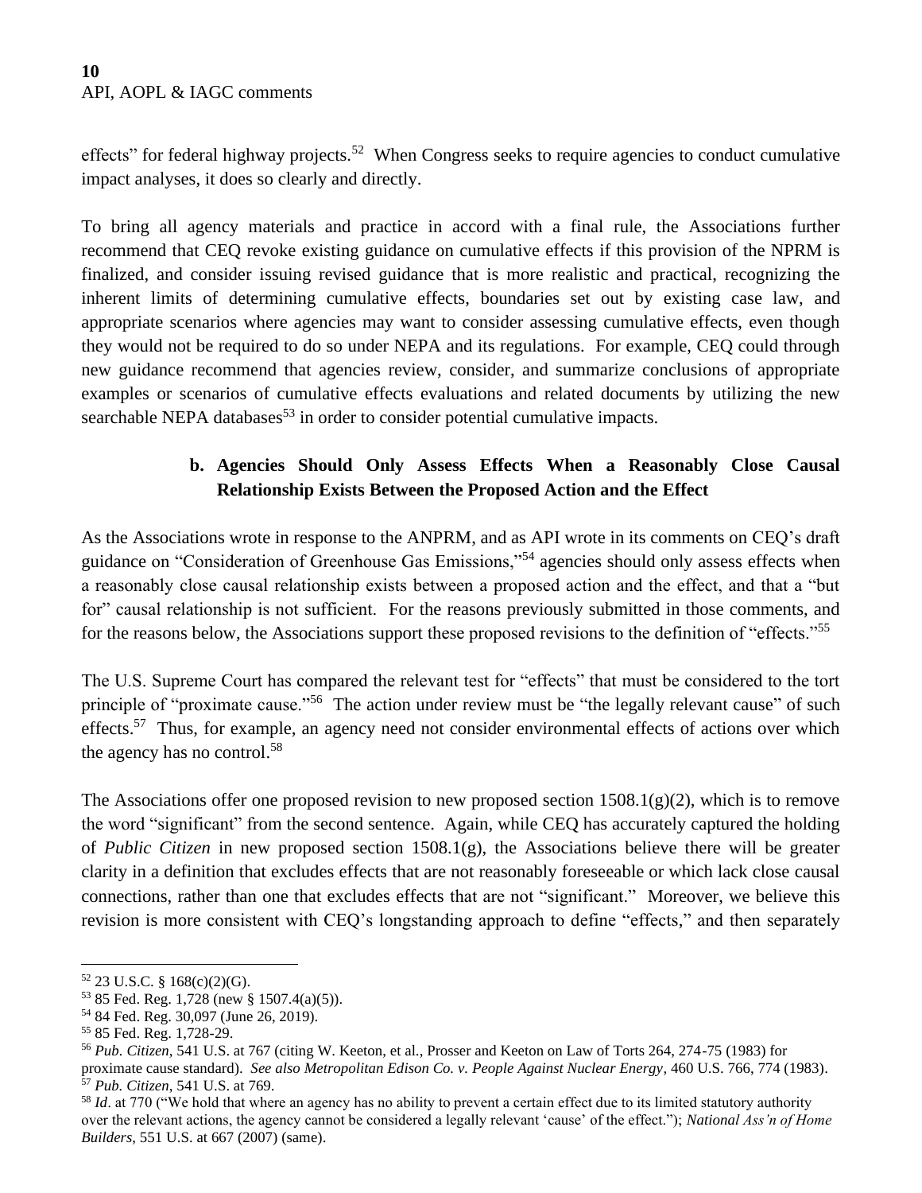effects" for federal highway projects.[52] When Congress seeks to require agencies to conduct cumulative impact analyses, it does so clearly and directly.

To bring all agency materials and practice in accord with a final rule, the Associations further recommend that CEQ revoke existing guidance on cumulative effects if this provision of the NPRM is finalized, and consider issuing revised guidance that is more realistic and practical, recognizing the inherent limits of determining cumulative effects, boundaries set out by existing case law, and appropriate scenarios where agencies may want to consider assessing cumulative effects, even though they would not be required to do so under NEPA and its regulations. For example, CEQ could through new guidance recommend that agencies review, consider, and summarize conclusions of appropriate examples or scenarios of cumulative effects evaluations and related documents by utilizing the new searchable NEPA databases[53] in order to consider potential cumulative impacts.

**b. Agencies Should Only Assess Effects When a Reasonably Close Causal Relationship Exists Between the Proposed Action and the Effect**

As the Associations wrote in response to the ANPRM, and as API wrote in its comments on CEQ's draft guidance on "Consideration of Greenhouse Gas Emissions,"[54] agencies should only assess effects when a reasonably close causal relationship exists between a proposed action and the effect, and that a "but for" causal relationship is not sufficient. For the reasons previously submitted in those comments, and for the reasons below, the Associations support these proposed revisions to the definition of "effects."[55]

The U.S. Supreme Court has compared the relevant test for "effects" that must be considered to the tort principle of "proximate cause."[56] The action under review must be "the legally relevant cause" of such effects.[57] Thus, for example, an agency need not consider environmental effects of actions over which the agency has no control.[58]

The Associations offer one proposed revision to new proposed section 1508.1(g)(2), which is to remove the word "significant" from the second sentence. Again, while CEQ has accurately captured the holding of *Public Citizen* in new proposed section 1508.1(g), the Associations believe there will be greater clarity in a definition that excludes effects that are not reasonably foreseeable or which lack close causal connections, rather than one that excludes effects that are not "significant." Moreover, we believe this revision is more consistent with CEQ's longstanding approach to define "effects," and then separately

---

[52] 23 U.S.C. § 168(c)(2)(G).

[53] 85 Fed. Reg. 1,728 (new § 1507.4(a)(5)).

[54] 84 Fed. Reg. 30,097 (June 26, 2019).

[55] 85 Fed. Reg. 1,728-29.

[56] *Pub. Citizen*, 541 U.S. at 767 (citing W. Keeton, et al., Prosser and Keeton on Law of Torts 264, 274-75 (1983) for proximate cause standard). *See also Metropolitan Edison Co. v. People Against Nuclear Energy*, 460 U.S. 766, 774 (1983).

[57] *Pub. Citizen*, 541 U.S. at 769.

[58] *Id*. at 770 ("We hold that where an agency has no ability to prevent a certain effect due to its limited statutory authority over the relevant actions, the agency cannot be considered a legally relevant 'cause' of the effect."); *National Ass'n of Home Builders*, 551 U.S. at 667 (2007) (same).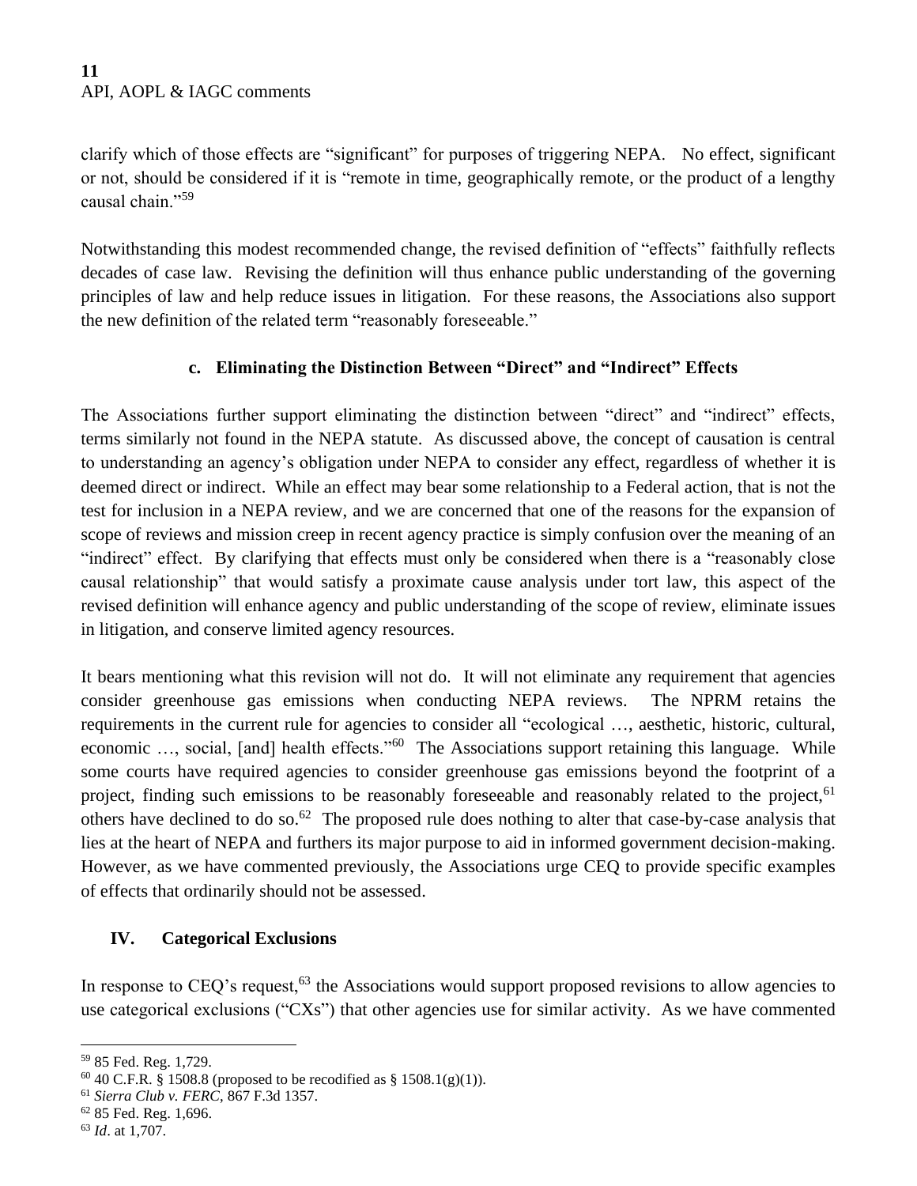clarify which of those effects are "significant" for purposes of triggering NEPA. No effect, significant or not, should be considered if it is "remote in time, geographically remote, or the product of a lengthy causal chain."[59]

Notwithstanding this modest recommended change, the revised definition of "effects" faithfully reflects decades of case law. Revising the definition will thus enhance public understanding of the governing principles of law and help reduce issues in litigation. For these reasons, the Associations also support the new definition of the related term "reasonably foreseeable."

### c. Eliminating the Distinction Between "Direct" and "Indirect" Effects

The Associations further support eliminating the distinction between "direct" and "indirect" effects, terms similarly not found in the NEPA statute. As discussed above, the concept of causation is central to understanding an agency's obligation under NEPA to consider any effect, regardless of whether it is deemed direct or indirect. While an effect may bear some relationship to a Federal action, that is not the test for inclusion in a NEPA review, and we are concerned that one of the reasons for the expansion of scope of reviews and mission creep in recent agency practice is simply confusion over the meaning of an "indirect" effect. By clarifying that effects must only be considered when there is a "reasonably close causal relationship" that would satisfy a proximate cause analysis under tort law, this aspect of the revised definition will enhance agency and public understanding of the scope of review, eliminate issues in litigation, and conserve limited agency resources.

It bears mentioning what this revision will not do. It will not eliminate any requirement that agencies consider greenhouse gas emissions when conducting NEPA reviews. The NPRM retains the requirements in the current rule for agencies to consider all "ecological …, aesthetic, historic, cultural, economic …, social, [and] health effects."[60] The Associations support retaining this language. While some courts have required agencies to consider greenhouse gas emissions beyond the footprint of a project, finding such emissions to be reasonably foreseeable and reasonably related to the project,[61] others have declined to do so.[62] The proposed rule does nothing to alter that case-by-case analysis that lies at the heart of NEPA and furthers its major purpose to aid in informed government decision-making. However, as we have commented previously, the Associations urge CEQ to provide specific examples of effects that ordinarily should not be assessed.

## IV. Categorical Exclusions

In response to CEQ's request,[63] the Associations would support proposed revisions to allow agencies to use categorical exclusions ("CXs") that other agencies use for similar activity. As we have commented

---

[59] 85 Fed. Reg. 1,729.

[60] 40 C.F.R. § 1508.8 (proposed to be recodified as § 1508.1(g)(1)).

[61] *Sierra Club v. FERC*, 867 F.3d 1357.

[62] 85 Fed. Reg. 1,696.

[63] *Id*. at 1,707.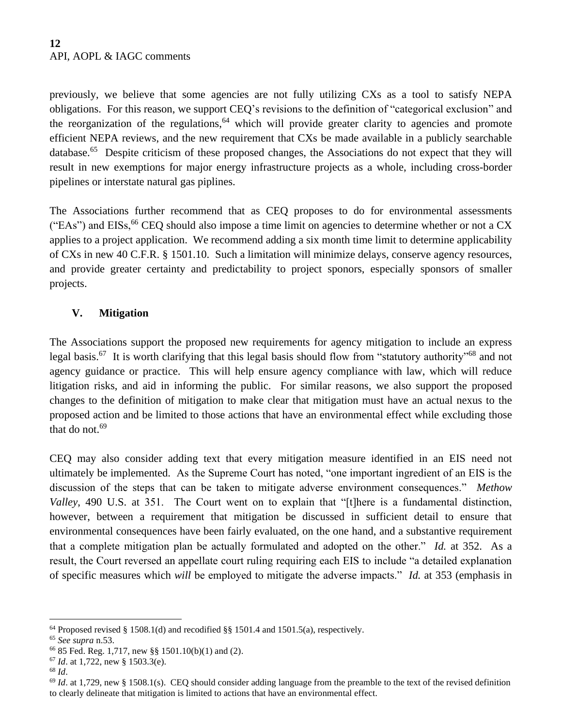previously, we believe that some agencies are not fully utilizing CXs as a tool to satisfy NEPA obligations. For this reason, we support CEQ's revisions to the definition of "categorical exclusion" and the reorganization of the regulations,[64] which will provide greater clarity to agencies and promote efficient NEPA reviews, and the new requirement that CXs be made available in a publicly searchable database.[65] Despite criticism of these proposed changes, the Associations do not expect that they will result in new exemptions for major energy infrastructure projects as a whole, including cross-border pipelines or interstate natural gas piplines.

The Associations further recommend that as CEQ proposes to do for environmental assessments ("EAs") and EISs,[66] CEQ should also impose a time limit on agencies to determine whether or not a CX applies to a project application. We recommend adding a six month time limit to determine applicability of CXs in new 40 C.F.R. § 1501.10. Such a limitation will minimize delays, conserve agency resources, and provide greater certainty and predictability to project sponors, especially sponsors of smaller projects.

## V. Mitigation

The Associations support the proposed new requirements for agency mitigation to include an express legal basis.[67] It is worth clarifying that this legal basis should flow from "statutory authority"[68] and not agency guidance or practice. This will help ensure agency compliance with law, which will reduce litigation risks, and aid in informing the public. For similar reasons, we also support the proposed changes to the definition of mitigation to make clear that mitigation must have an actual nexus to the proposed action and be limited to those actions that have an environmental effect while excluding those that do not.[69]

CEQ may also consider adding text that every mitigation measure identified in an EIS need not ultimately be implemented. As the Supreme Court has noted, "one important ingredient of an EIS is the discussion of the steps that can be taken to mitigate adverse environment consequences." *Methow Valley*, 490 U.S. at 351. The Court went on to explain that "[t]here is a fundamental distinction, however, between a requirement that mitigation be discussed in sufficient detail to ensure that environmental consequences have been fairly evaluated, on the one hand, and a substantive requirement that a complete mitigation plan be actually formulated and adopted on the other." *Id.* at 352. As a result, the Court reversed an appellate court ruling requiring each EIS to include "a detailed explanation of specific measures which *will* be employed to mitigate the adverse impacts." *Id.* at 353 (emphasis in

---

[64] Proposed revised § 1508.1(d) and recodified §§ 1501.4 and 1501.5(a), respectively.

[65] *See supra* n.53.

[66] 85 Fed. Reg. 1,717, new §§ 1501.10(b)(1) and (2).

[67] *Id*. at 1,722, new § 1503.3(e).

[68] *Id*.

[69] *Id*. at 1,729, new § 1508.1(s). CEQ should consider adding language from the preamble to the text of the revised definition to clearly delineate that mitigation is limited to actions that have an environmental effect.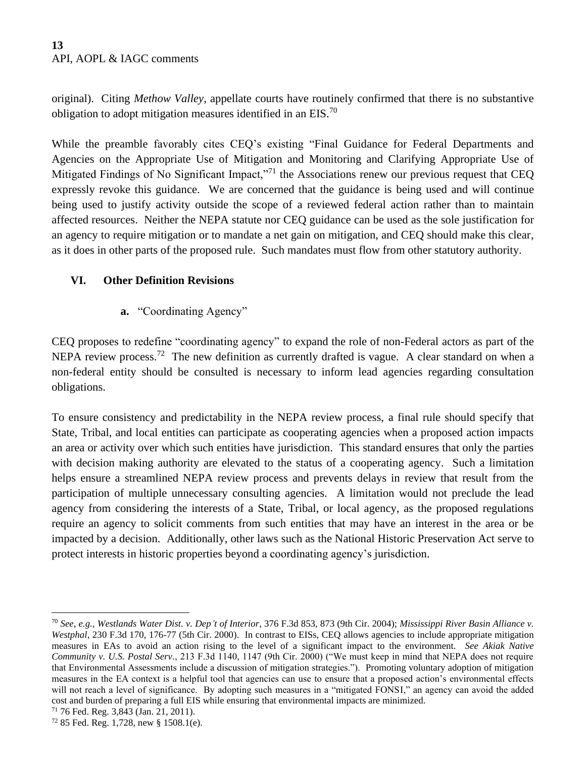original). Citing *Methow Valley*, appellate courts have routinely confirmed that there is no substantive obligation to adopt mitigation measures identified in an EIS.[70]

While the preamble favorably cites CEQ's existing "Final Guidance for Federal Departments and Agencies on the Appropriate Use of Mitigation and Monitoring and Clarifying Appropriate Use of Mitigated Findings of No Significant Impact,"[71] the Associations renew our previous request that CEQ expressly revoke this guidance. We are concerned that the guidance is being used and will continue being used to justify activity outside the scope of a reviewed federal action rather than to maintain affected resources. Neither the NEPA statute nor CEQ guidance can be used as the sole justification for an agency to require mitigation or to mandate a net gain on mitigation, and CEQ should make this clear, as it does in other parts of the proposed rule. Such mandates must flow from other statutory authority.

## VI. Other Definition Revisions

### a. "Coordinating Agency"

CEQ proposes to redefine "coordinating agency" to expand the role of non-Federal actors as part of the NEPA review process.[72] The new definition as currently drafted is vague. A clear standard on when a non-federal entity should be consulted is necessary to inform lead agencies regarding consultation obligations.

To ensure consistency and predictability in the NEPA review process, a final rule should specify that State, Tribal, and local entities can participate as cooperating agencies when a proposed action impacts an area or activity over which such entities have jurisdiction. This standard ensures that only the parties with decision making authority are elevated to the status of a cooperating agency. Such a limitation helps ensure a streamlined NEPA review process and prevents delays in review that result from the participation of multiple unnecessary consulting agencies. A limitation would not preclude the lead agency from considering the interests of a State, Tribal, or local agency, as the proposed regulations require an agency to solicit comments from such entities that may have an interest in the area or be impacted by a decision. Additionally, other laws such as the National Historic Preservation Act serve to protect interests in historic properties beyond a coordinating agency's jurisdiction.

---

[70] *See, e.g., Westlands Water Dist. v. Dep't of Interior*, 376 F.3d 853, 873 (9th Cir. 2004); *Mississippi River Basin Alliance v. Westphal*, 230 F.3d 170, 176-77 (5th Cir. 2000). In contrast to EISs, CEQ allows agencies to include appropriate mitigation measures in EAs to avoid an action rising to the level of a significant impact to the environment. *See Akiak Native Community v. U.S. Postal Serv.*, 213 F.3d 1140, 1147 (9th Cir. 2000) ("We must keep in mind that NEPA does not require that Environmental Assessments include a discussion of mitigation strategies."). Promoting voluntary adoption of mitigation measures in the EA context is a helpful tool that agencies can use to ensure that a proposed action's environmental effects will not reach a level of significance. By adopting such measures in a "mitigated FONSI," an agency can avoid the added cost and burden of preparing a full EIS while ensuring that environmental impacts are minimized.

[71] 76 Fed. Reg. 3,843 (Jan. 21, 2011).

[72] 85 Fed. Reg. 1,728, new § 1508.1(e).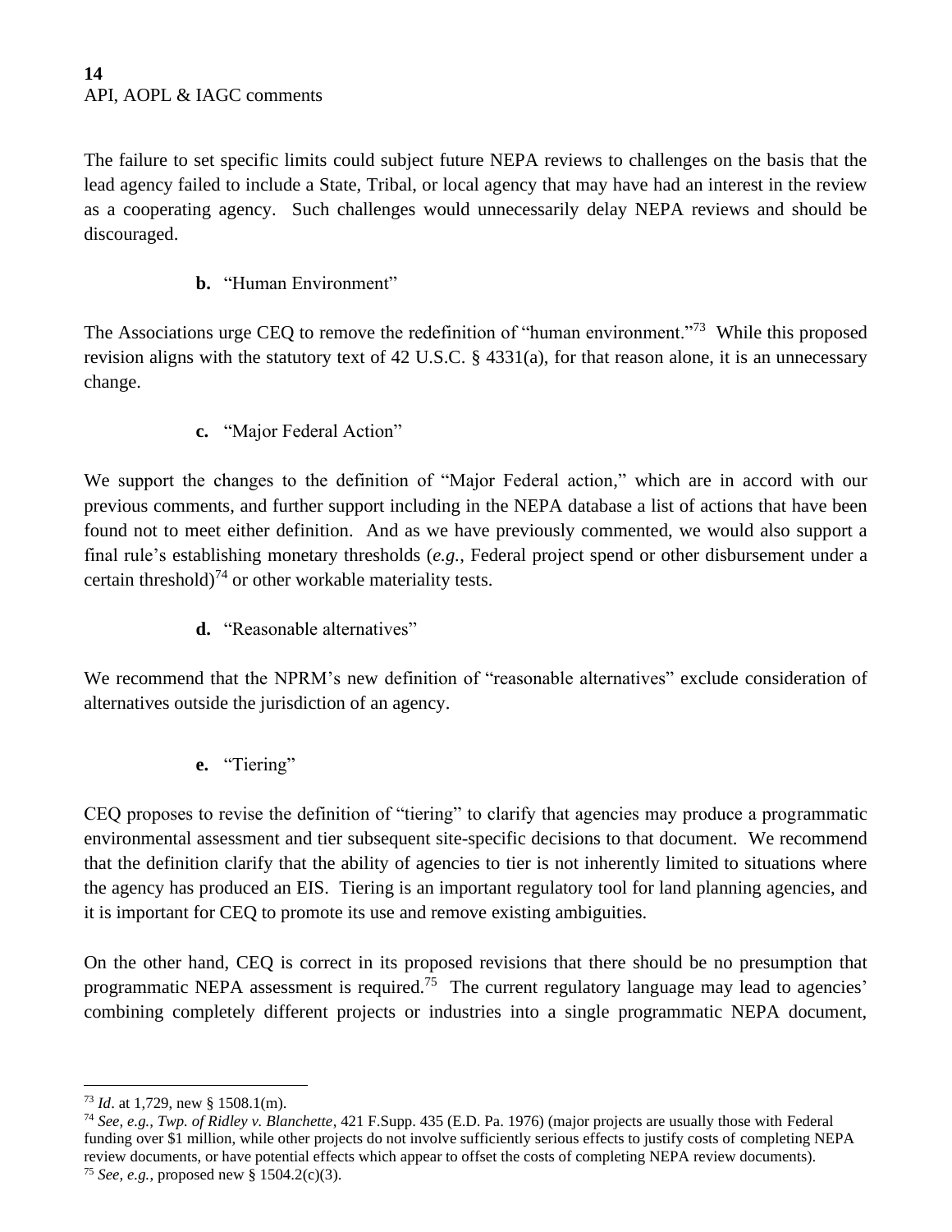The failure to set specific limits could subject future NEPA reviews to challenges on the basis that the lead agency failed to include a State, Tribal, or local agency that may have had an interest in the review as a cooperating agency. Such challenges would unnecessarily delay NEPA reviews and should be discouraged.

**b.** "Human Environment"

The Associations urge CEQ to remove the redefinition of "human environment."[73] While this proposed revision aligns with the statutory text of 42 U.S.C. § 4331(a), for that reason alone, it is an unnecessary change.

**c.** "Major Federal Action"

We support the changes to the definition of "Major Federal action," which are in accord with our previous comments, and further support including in the NEPA database a list of actions that have been found not to meet either definition. And as we have previously commented, we would also support a final rule's establishing monetary thresholds (*e.g.*, Federal project spend or other disbursement under a certain threshold)[74] or other workable materiality tests.

**d.** "Reasonable alternatives"

We recommend that the NPRM's new definition of "reasonable alternatives" exclude consideration of alternatives outside the jurisdiction of an agency.

**e.** "Tiering"

CEQ proposes to revise the definition of "tiering" to clarify that agencies may produce a programmatic environmental assessment and tier subsequent site-specific decisions to that document. We recommend that the definition clarify that the ability of agencies to tier is not inherently limited to situations where the agency has produced an EIS. Tiering is an important regulatory tool for land planning agencies, and it is important for CEQ to promote its use and remove existing ambiguities.

On the other hand, CEQ is correct in its proposed revisions that there should be no presumption that programmatic NEPA assessment is required.[75] The current regulatory language may lead to agencies' combining completely different projects or industries into a single programmatic NEPA document,

---

[73] *Id*. at 1,729, new § 1508.1(m).

[74] *See, e.g., Twp. of Ridley v. Blanchette*, 421 F.Supp. 435 (E.D. Pa. 1976) (major projects are usually those with Federal funding over $1 million, while other projects do not involve sufficiently serious effects to justify costs of completing NEPA review documents, or have potential effects which appear to offset the costs of completing NEPA review documents).

[75] *See, e.g.,* proposed new § 1504.2(c)(3).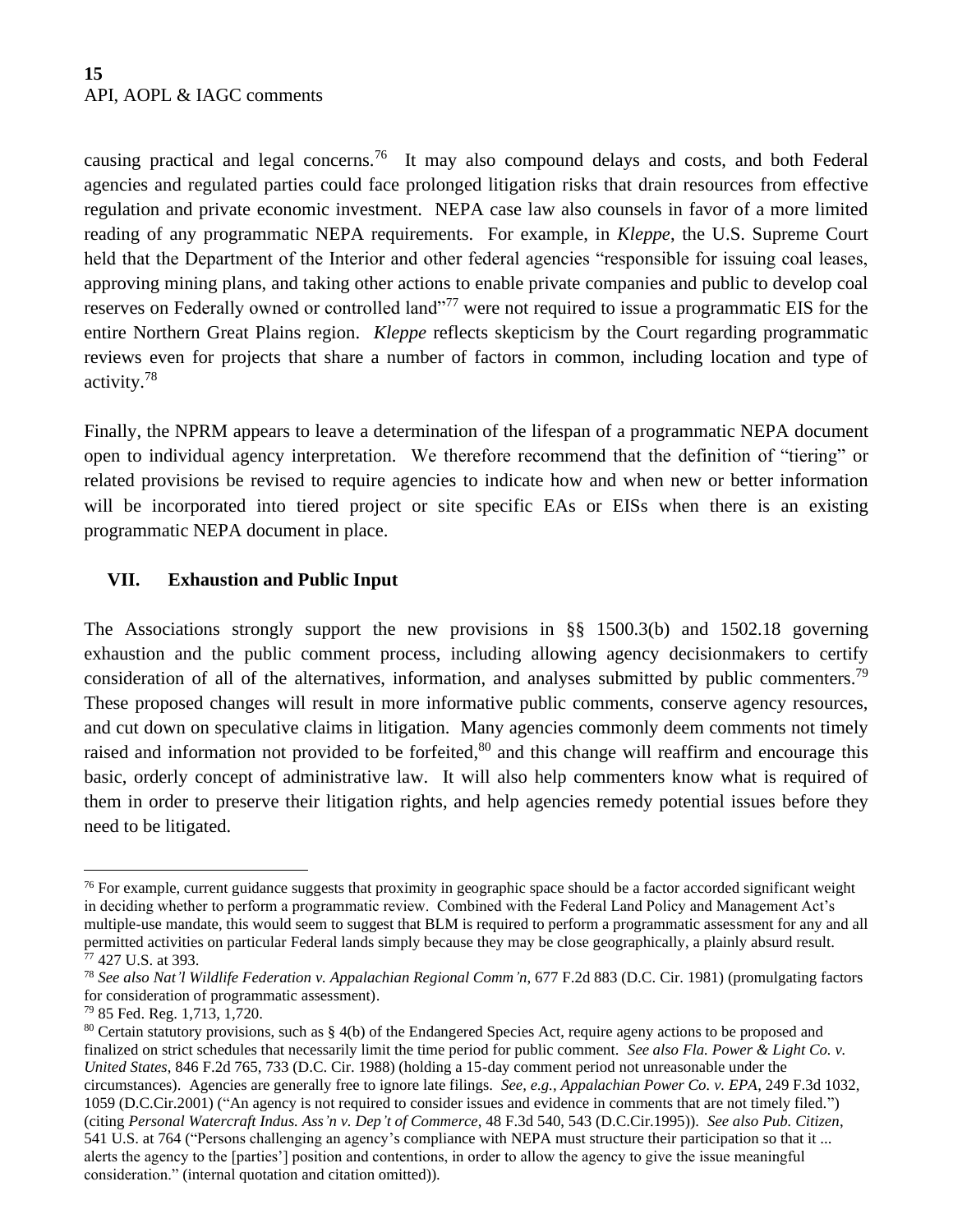causing practical and legal concerns.[76] It may also compound delays and costs, and both Federal agencies and regulated parties could face prolonged litigation risks that drain resources from effective regulation and private economic investment. NEPA case law also counsels in favor of a more limited reading of any programmatic NEPA requirements. For example, in *Kleppe*, the U.S. Supreme Court held that the Department of the Interior and other federal agencies "responsible for issuing coal leases, approving mining plans, and taking other actions to enable private companies and public to develop coal reserves on Federally owned or controlled land"[77] were not required to issue a programmatic EIS for the entire Northern Great Plains region. *Kleppe* reflects skepticism by the Court regarding programmatic reviews even for projects that share a number of factors in common, including location and type of activity.[78]

Finally, the NPRM appears to leave a determination of the lifespan of a programmatic NEPA document open to individual agency interpretation. We therefore recommend that the definition of "tiering" or related provisions be revised to require agencies to indicate how and when new or better information will be incorporated into tiered project or site specific EAs or EISs when there is an existing programmatic NEPA document in place.

## VII. Exhaustion and Public Input

The Associations strongly support the new provisions in §§ 1500.3(b) and 1502.18 governing exhaustion and the public comment process, including allowing agency decisionmakers to certify consideration of all of the alternatives, information, and analyses submitted by public commenters.[79] These proposed changes will result in more informative public comments, conserve agency resources, and cut down on speculative claims in litigation. Many agencies commonly deem comments not timely raised and information not provided to be forfeited,[80] and this change will reaffirm and encourage this basic, orderly concept of administrative law. It will also help commenters know what is required of them in order to preserve their litigation rights, and help agencies remedy potential issues before they need to be litigated.

---

[76] For example, current guidance suggests that proximity in geographic space should be a factor accorded significant weight in deciding whether to perform a programmatic review. Combined with the Federal Land Policy and Management Act's multiple-use mandate, this would seem to suggest that BLM is required to perform a programmatic assessment for any and all permitted activities on particular Federal lands simply because they may be close geographically, a plainly absurd result.

[77] 427 U.S. at 393.

[78] *See also Nat'l Wildlife Federation v. Appalachian Regional Comm'n*, 677 F.2d 883 (D.C. Cir. 1981) (promulgating factors for consideration of programmatic assessment).

[79] 85 Fed. Reg. 1,713, 1,720.

[80] Certain statutory provisions, such as § 4(b) of the Endangered Species Act, require ageny actions to be proposed and finalized on strict schedules that necessarily limit the time period for public comment. *See also Fla. Power & Light Co. v. United States*, 846 F.2d 765, 733 (D.C. Cir. 1988) (holding a 15-day comment period not unreasonable under the circumstances). Agencies are generally free to ignore late filings. *See, e.g., Appalachian Power Co. v. EPA*, 249 F.3d 1032, 1059 (D.C.Cir.2001) ("An agency is not required to consider issues and evidence in comments that are not timely filed.") (citing *Personal Watercraft Indus. Ass'n v. Dep't of Commerce*, 48 F.3d 540, 543 (D.C.Cir.1995)). *See also Pub. Citizen*, 541 U.S. at 764 ("Persons challenging an agency's compliance with NEPA must structure their participation so that it ... alerts the agency to the [parties'] position and contentions, in order to allow the agency to give the issue meaningful consideration." (internal quotation and citation omitted)).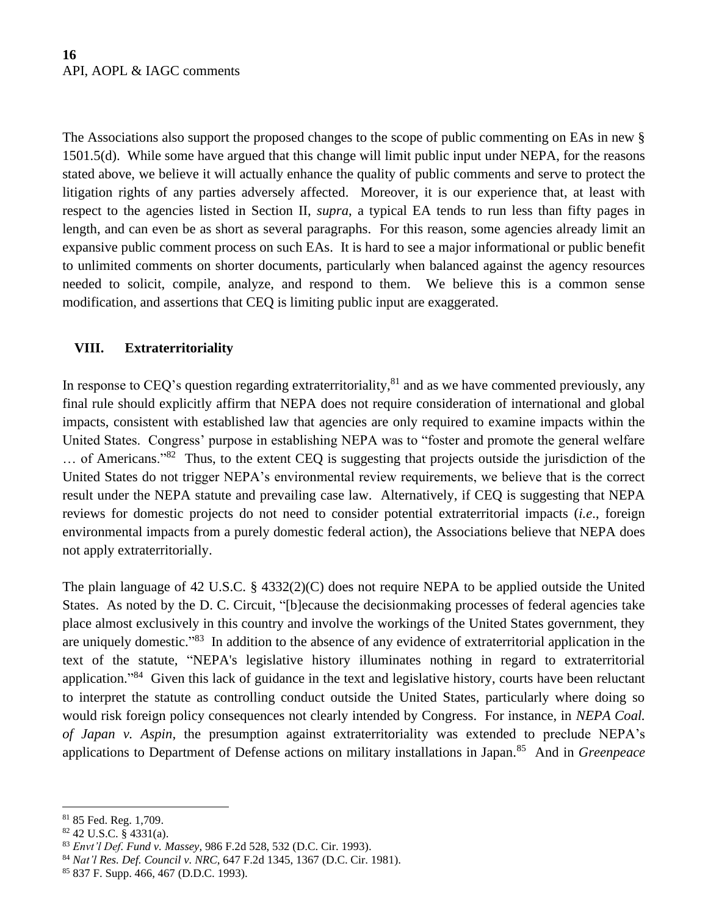The Associations also support the proposed changes to the scope of public commenting on EAs in new § 1501.5(d). While some have argued that this change will limit public input under NEPA, for the reasons stated above, we believe it will actually enhance the quality of public comments and serve to protect the litigation rights of any parties adversely affected. Moreover, it is our experience that, at least with respect to the agencies listed in Section II, *supra*, a typical EA tends to run less than fifty pages in length, and can even be as short as several paragraphs. For this reason, some agencies already limit an expansive public comment process on such EAs. It is hard to see a major informational or public benefit to unlimited comments on shorter documents, particularly when balanced against the agency resources needed to solicit, compile, analyze, and respond to them. We believe this is a common sense modification, and assertions that CEQ is limiting public input are exaggerated.

## VIII. Extraterritoriality

In response to CEQ's question regarding extraterritoriality,[81] and as we have commented previously, any final rule should explicitly affirm that NEPA does not require consideration of international and global impacts, consistent with established law that agencies are only required to examine impacts within the United States. Congress' purpose in establishing NEPA was to "foster and promote the general welfare … of Americans."[82] Thus, to the extent CEQ is suggesting that projects outside the jurisdiction of the United States do not trigger NEPA's environmental review requirements, we believe that is the correct result under the NEPA statute and prevailing case law. Alternatively, if CEQ is suggesting that NEPA reviews for domestic projects do not need to consider potential extraterritorial impacts (*i.e.*, foreign environmental impacts from a purely domestic federal action), the Associations believe that NEPA does not apply extraterritorially.

The plain language of 42 U.S.C. § 4332(2)(C) does not require NEPA to be applied outside the United States. As noted by the D. C. Circuit, "[b]ecause the decisionmaking processes of federal agencies take place almost exclusively in this country and involve the workings of the United States government, they are uniquely domestic."[83] In addition to the absence of any evidence of extraterritorial application in the text of the statute, "NEPA's legislative history illuminates nothing in regard to extraterritorial application."[84] Given this lack of guidance in the text and legislative history, courts have been reluctant to interpret the statute as controlling conduct outside the United States, particularly where doing so would risk foreign policy consequences not clearly intended by Congress. For instance, in *NEPA Coal. of Japan v. Aspin*, the presumption against extraterritoriality was extended to preclude NEPA's applications to Department of Defense actions on military installations in Japan.[85] And in *Greenpeace*

---

[81] 85 Fed. Reg. 1,709.

[82] 42 U.S.C. § 4331(a).

[83] *Envt'l Def. Fund v. Massey*, 986 F.2d 528, 532 (D.C. Cir. 1993).

[84] *Nat'l Res. Def. Council v. NRC*, 647 F.2d 1345, 1367 (D.C. Cir. 1981).

[85] 837 F. Supp. 466, 467 (D.D.C. 1993).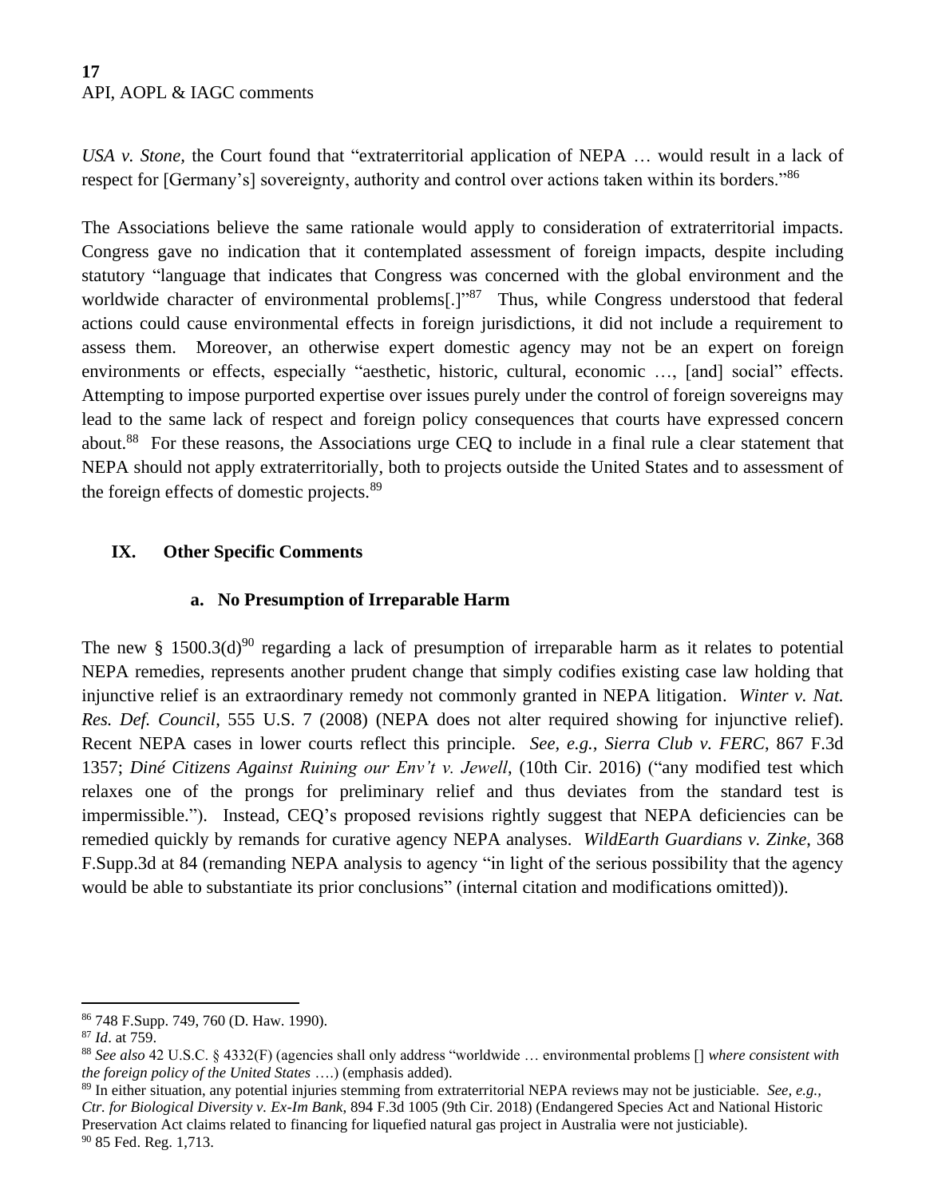*USA v. Stone*, the Court found that "extraterritorial application of NEPA … would result in a lack of respect for [Germany's] sovereignty, authority and control over actions taken within its borders."[86]

The Associations believe the same rationale would apply to consideration of extraterritorial impacts. Congress gave no indication that it contemplated assessment of foreign impacts, despite including statutory "language that indicates that Congress was concerned with the global environment and the worldwide character of environmental problems[.]"[87] Thus, while Congress understood that federal actions could cause environmental effects in foreign jurisdictions, it did not include a requirement to assess them. Moreover, an otherwise expert domestic agency may not be an expert on foreign environments or effects, especially "aesthetic, historic, cultural, economic …, [and] social" effects. Attempting to impose purported expertise over issues purely under the control of foreign sovereigns may lead to the same lack of respect and foreign policy consequences that courts have expressed concern about.[88] For these reasons, the Associations urge CEQ to include in a final rule a clear statement that NEPA should not apply extraterritorially, both to projects outside the United States and to assessment of the foreign effects of domestic projects.[89]

## IX. Other Specific Comments

### a. No Presumption of Irreparable Harm

The new § 1500.3(d)[90] regarding a lack of presumption of irreparable harm as it relates to potential NEPA remedies, represents another prudent change that simply codifies existing case law holding that injunctive relief is an extraordinary remedy not commonly granted in NEPA litigation. *Winter v. Nat. Res. Def. Council*, 555 U.S. 7 (2008) (NEPA does not alter required showing for injunctive relief). Recent NEPA cases in lower courts reflect this principle. *See, e.g.*, *Sierra Club v. FERC*, 867 F.3d 1357; *Diné Citizens Against Ruining our Env't v. Jewell*, (10th Cir. 2016) ("any modified test which relaxes one of the prongs for preliminary relief and thus deviates from the standard test is impermissible."). Instead, CEQ's proposed revisions rightly suggest that NEPA deficiencies can be remedied quickly by remands for curative agency NEPA analyses. *WildEarth Guardians v. Zinke*, 368 F.Supp.3d at 84 (remanding NEPA analysis to agency "in light of the serious possibility that the agency would be able to substantiate its prior conclusions" (internal citation and modifications omitted)).

---

[86] 748 F.Supp. 749, 760 (D. Haw. 1990).

[87] *Id*. at 759.

[88] *See also* 42 U.S.C. § 4332(F) (agencies shall only address "worldwide … environmental problems [] *where consistent with the foreign policy of the United States* ….) (emphasis added).

[89] In either situation, any potential injuries stemming from extraterritorial NEPA reviews may not be justiciable. *See, e.g.*, *Ctr. for Biological Diversity v. Ex-Im Bank*, 894 F.3d 1005 (9th Cir. 2018) (Endangered Species Act and National Historic Preservation Act claims related to financing for liquefied natural gas project in Australia were not justiciable).

[90] 85 Fed. Reg. 1,713.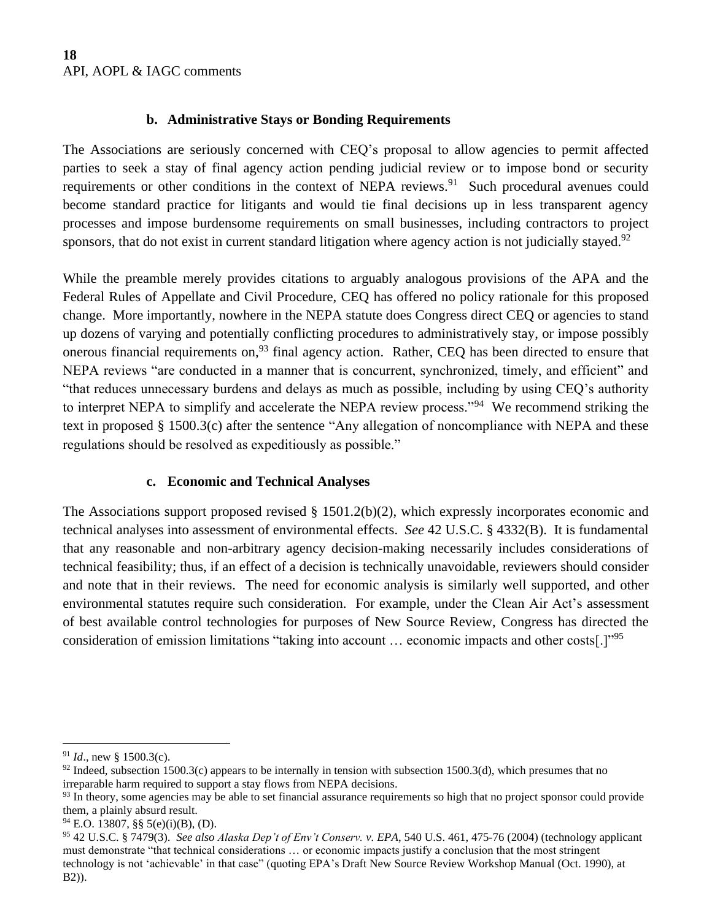### b. Administrative Stays or Bonding Requirements

The Associations are seriously concerned with CEQ's proposal to allow agencies to permit affected parties to seek a stay of final agency action pending judicial review or to impose bond or security requirements or other conditions in the context of NEPA reviews.[91] Such procedural avenues could become standard practice for litigants and would tie final decisions up in less transparent agency processes and impose burdensome requirements on small businesses, including contractors to project sponsors, that do not exist in current standard litigation where agency action is not judicially stayed.[92]

While the preamble merely provides citations to arguably analogous provisions of the APA and the Federal Rules of Appellate and Civil Procedure, CEQ has offered no policy rationale for this proposed change. More importantly, nowhere in the NEPA statute does Congress direct CEQ or agencies to stand up dozens of varying and potentially conflicting procedures to administratively stay, or impose possibly onerous financial requirements on,[93] final agency action. Rather, CEQ has been directed to ensure that NEPA reviews "are conducted in a manner that is concurrent, synchronized, timely, and efficient" and "that reduces unnecessary burdens and delays as much as possible, including by using CEQ's authority to interpret NEPA to simplify and accelerate the NEPA review process."[94] We recommend striking the text in proposed § 1500.3(c) after the sentence "Any allegation of noncompliance with NEPA and these regulations should be resolved as expeditiously as possible."

### c. Economic and Technical Analyses

The Associations support proposed revised § 1501.2(b)(2), which expressly incorporates economic and technical analyses into assessment of environmental effects. *See* 42 U.S.C. § 4332(B). It is fundamental that any reasonable and non-arbitrary agency decision-making necessarily includes considerations of technical feasibility; thus, if an effect of a decision is technically unavoidable, reviewers should consider and note that in their reviews. The need for economic analysis is similarly well supported, and other environmental statutes require such consideration. For example, under the Clean Air Act's assessment of best available control technologies for purposes of New Source Review, Congress has directed the consideration of emission limitations "taking into account … economic impacts and other costs[.]"[95]

---

[91] *Id*., new § 1500.3(c).

[92] Indeed, subsection 1500.3(c) appears to be internally in tension with subsection 1500.3(d), which presumes that no irreparable harm required to support a stay flows from NEPA decisions.

[93] In theory, some agencies may be able to set financial assurance requirements so high that no project sponsor could provide them, a plainly absurd result.

[94] E.O. 13807, §§ 5(e)(i)(B), (D).

[95] 42 U.S.C. § 7479(3). *See also Alaska Dep't of Env't Conserv. v. EPA*, 540 U.S. 461, 475-76 (2004) (technology applicant must demonstrate "that technical considerations … or economic impacts justify a conclusion that the most stringent technology is not 'achievable' in that case" (quoting EPA's Draft New Source Review Workshop Manual (Oct. 1990), at B2)).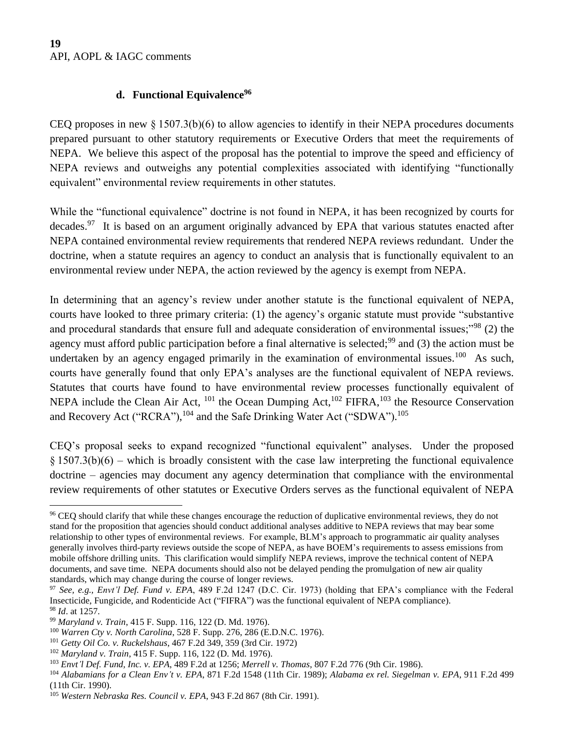#### d. Functional Equivalence[96]

CEQ proposes in new § 1507.3(b)(6) to allow agencies to identify in their NEPA procedures documents prepared pursuant to other statutory requirements or Executive Orders that meet the requirements of NEPA. We believe this aspect of the proposal has the potential to improve the speed and efficiency of NEPA reviews and outweighs any potential complexities associated with identifying "functionally equivalent" environmental review requirements in other statutes.

While the "functional equivalence" doctrine is not found in NEPA, it has been recognized by courts for decades.[97] It is based on an argument originally advanced by EPA that various statutes enacted after NEPA contained environmental review requirements that rendered NEPA reviews redundant. Under the doctrine, when a statute requires an agency to conduct an analysis that is functionally equivalent to an environmental review under NEPA, the action reviewed by the agency is exempt from NEPA.

In determining that an agency's review under another statute is the functional equivalent of NEPA, courts have looked to three primary criteria: (1) the agency's organic statute must provide "substantive and procedural standards that ensure full and adequate consideration of environmental issues;"[98] (2) the agency must afford public participation before a final alternative is selected;[99] and (3) the action must be undertaken by an agency engaged primarily in the examination of environmental issues.[100] As such, courts have generally found that only EPA's analyses are the functional equivalent of NEPA reviews. Statutes that courts have found to have environmental review processes functionally equivalent of NEPA include the Clean Air Act,[101] the Ocean Dumping Act,[102] FIFRA,[103] the Resource Conservation and Recovery Act ("RCRA"),[104] and the Safe Drinking Water Act ("SDWA").[105]

CEQ's proposal seeks to expand recognized "functional equivalent" analyses. Under the proposed § 1507.3(b)(6) – which is broadly consistent with the case law interpreting the functional equivalence doctrine – agencies may document any agency determination that compliance with the environmental review requirements of other statutes or Executive Orders serves as the functional equivalent of NEPA

---

[96] CEQ should clarify that while these changes encourage the reduction of duplicative environmental reviews, they do not stand for the proposition that agencies should conduct additional analyses additive to NEPA reviews that may bear some relationship to other types of environmental reviews. For example, BLM's approach to programmatic air quality analyses generally involves third-party reviews outside the scope of NEPA, as have BOEM's requirements to assess emissions from mobile offshore drilling units. This clarification would simplify NEPA reviews, improve the technical content of NEPA documents, and save time. NEPA documents should also not be delayed pending the promulgation of new air quality standards, which may change during the course of longer reviews.

[97] *See, e.g., Envt'l Def. Fund v. EPA*, 489 F.2d 1247 (D.C. Cir. 1973) (holding that EPA's compliance with the Federal Insecticide, Fungicide, and Rodenticide Act ("FIFRA") was the functional equivalent of NEPA compliance).

[98] *Id*. at 1257.

[99] *Maryland v. Train*, 415 F. Supp. 116, 122 (D. Md. 1976).

[100] *Warren Cty v. North Carolina*, 528 F. Supp. 276, 286 (E.D.N.C. 1976).

[101] *Getty Oil Co. v. Ruckelshaus*, 467 F.2d 349, 359 (3rd Cir. 1972)

[102] *Maryland v. Train*, 415 F. Supp. 116, 122 (D. Md. 1976).

[103] *Envt'l Def. Fund, Inc. v. EPA*, 489 F.2d at 1256; *Merrell v. Thomas*, 807 F.2d 776 (9th Cir. 1986).

[104] *Alabamians for a Clean Env't v. EPA*, 871 F.2d 1548 (11th Cir. 1989); *Alabama ex rel. Siegelman v. EPA*, 911 F.2d 499 (11th Cir. 1990).

[105] *Western Nebraska Res. Council v. EPA*, 943 F.2d 867 (8th Cir. 1991).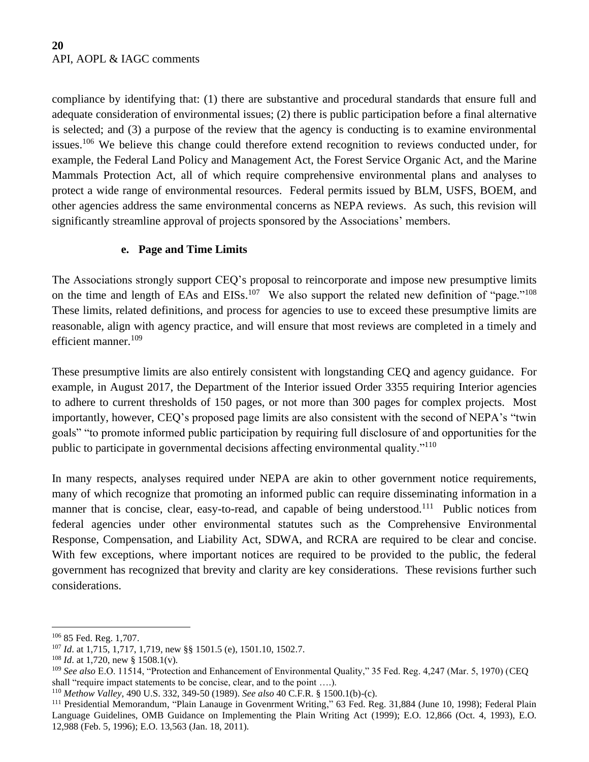compliance by identifying that: (1) there are substantive and procedural standards that ensure full and adequate consideration of environmental issues; (2) there is public participation before a final alternative is selected; and (3) a purpose of the review that the agency is conducting is to examine environmental issues.[106] We believe this change could therefore extend recognition to reviews conducted under, for example, the Federal Land Policy and Management Act, the Forest Service Organic Act, and the Marine Mammals Protection Act, all of which require comprehensive environmental plans and analyses to protect a wide range of environmental resources. Federal permits issued by BLM, USFS, BOEM, and other agencies address the same environmental concerns as NEPA reviews. As such, this revision will significantly streamline approval of projects sponsored by the Associations' members.

### e. Page and Time Limits

The Associations strongly support CEQ's proposal to reincorporate and impose new presumptive limits on the time and length of EAs and EISs.[107] We also support the related new definition of "page."[108] These limits, related definitions, and process for agencies to use to exceed these presumptive limits are reasonable, align with agency practice, and will ensure that most reviews are completed in a timely and efficient manner.[109]

These presumptive limits are also entirely consistent with longstanding CEQ and agency guidance. For example, in August 2017, the Department of the Interior issued Order 3355 requiring Interior agencies to adhere to current thresholds of 150 pages, or not more than 300 pages for complex projects. Most importantly, however, CEQ's proposed page limits are also consistent with the second of NEPA's "twin goals" "to promote informed public participation by requiring full disclosure of and opportunities for the public to participate in governmental decisions affecting environmental quality."[110]

In many respects, analyses required under NEPA are akin to other government notice requirements, many of which recognize that promoting an informed public can require disseminating information in a manner that is concise, clear, easy-to-read, and capable of being understood.[111] Public notices from federal agencies under other environmental statutes such as the Comprehensive Environmental Response, Compensation, and Liability Act, SDWA, and RCRA are required to be clear and concise. With few exceptions, where important notices are required to be provided to the public, the federal government has recognized that brevity and clarity are key considerations. These revisions further such considerations.

---

[106] 85 Fed. Reg. 1,707.

[107] *Id*. at 1,715, 1,717, 1,719, new §§ 1501.5 (e), 1501.10, 1502.7.

[108] *Id*. at 1,720, new § 1508.1(v).

[109] *See also* E.O. 11514, "Protection and Enhancement of Environmental Quality," 35 Fed. Reg. 4,247 (Mar. 5, 1970) (CEQ shall "require impact statements to be concise, clear, and to the point ….).

[110] *Methow Valley*, 490 U.S. 332, 349-50 (1989). *See also* 40 C.F.R. § 1500.1(b)-(c).

[111] Presidential Memorandum, "Plain Lanauge in Govenrment Writing," 63 Fed. Reg. 31,884 (June 10, 1998); Federal Plain Language Guidelines, OMB Guidance on Implementing the Plain Writing Act (1999); E.O. 12,866 (Oct. 4, 1993), E.O. 12,988 (Feb. 5, 1996); E.O. 13,563 (Jan. 18, 2011).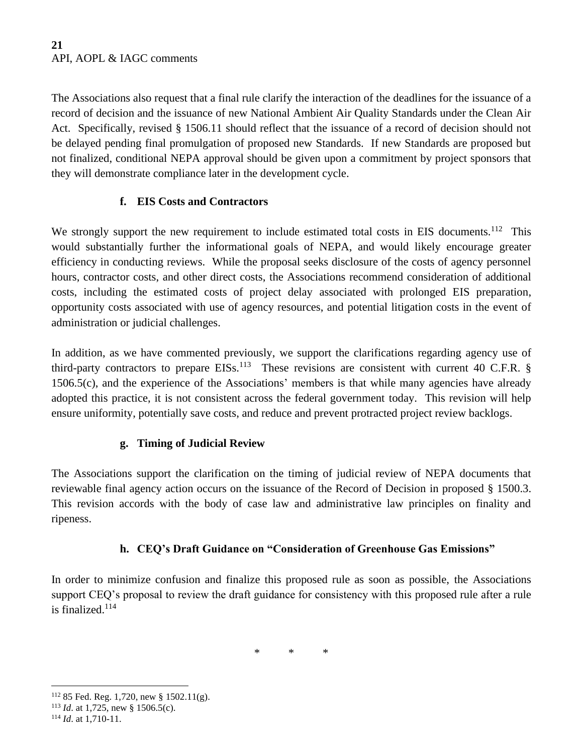The Associations also request that a final rule clarify the interaction of the deadlines for the issuance of a record of decision and the issuance of new National Ambient Air Quality Standards under the Clean Air Act. Specifically, revised § 1506.11 should reflect that the issuance of a record of decision should not be delayed pending final promulgation of proposed new Standards. If new Standards are proposed but not finalized, conditional NEPA approval should be given upon a commitment by project sponsors that they will demonstrate compliance later in the development cycle.

#### f. EIS Costs and Contractors

We strongly support the new requirement to include estimated total costs in EIS documents.[112] This would substantially further the informational goals of NEPA, and would likely encourage greater efficiency in conducting reviews. While the proposal seeks disclosure of the costs of agency personnel hours, contractor costs, and other direct costs, the Associations recommend consideration of additional costs, including the estimated costs of project delay associated with prolonged EIS preparation, opportunity costs associated with use of agency resources, and potential litigation costs in the event of administration or judicial challenges.

In addition, as we have commented previously, we support the clarifications regarding agency use of third-party contractors to prepare EISs.[113] These revisions are consistent with current 40 C.F.R. § 1506.5(c), and the experience of the Associations' members is that while many agencies have already adopted this practice, it is not consistent across the federal government today. This revision will help ensure uniformity, potentially save costs, and reduce and prevent protracted project review backlogs.

#### g. Timing of Judicial Review

The Associations support the clarification on the timing of judicial review of NEPA documents that reviewable final agency action occurs on the issuance of the Record of Decision in proposed § 1500.3. This revision accords with the body of case law and administrative law principles on finality and ripeness.

#### h. CEQ's Draft Guidance on "Consideration of Greenhouse Gas Emissions"

In order to minimize confusion and finalize this proposed rule as soon as possible, the Associations support CEQ's proposal to review the draft guidance for consistency with this proposed rule after a rule is finalized.[114]

\* \* \*

---

[112] 85 Fed. Reg. 1,720, new § 1502.11(g).

[113] *Id*. at 1,725, new § 1506.5(c).

[114] *Id*. at 1,710-11.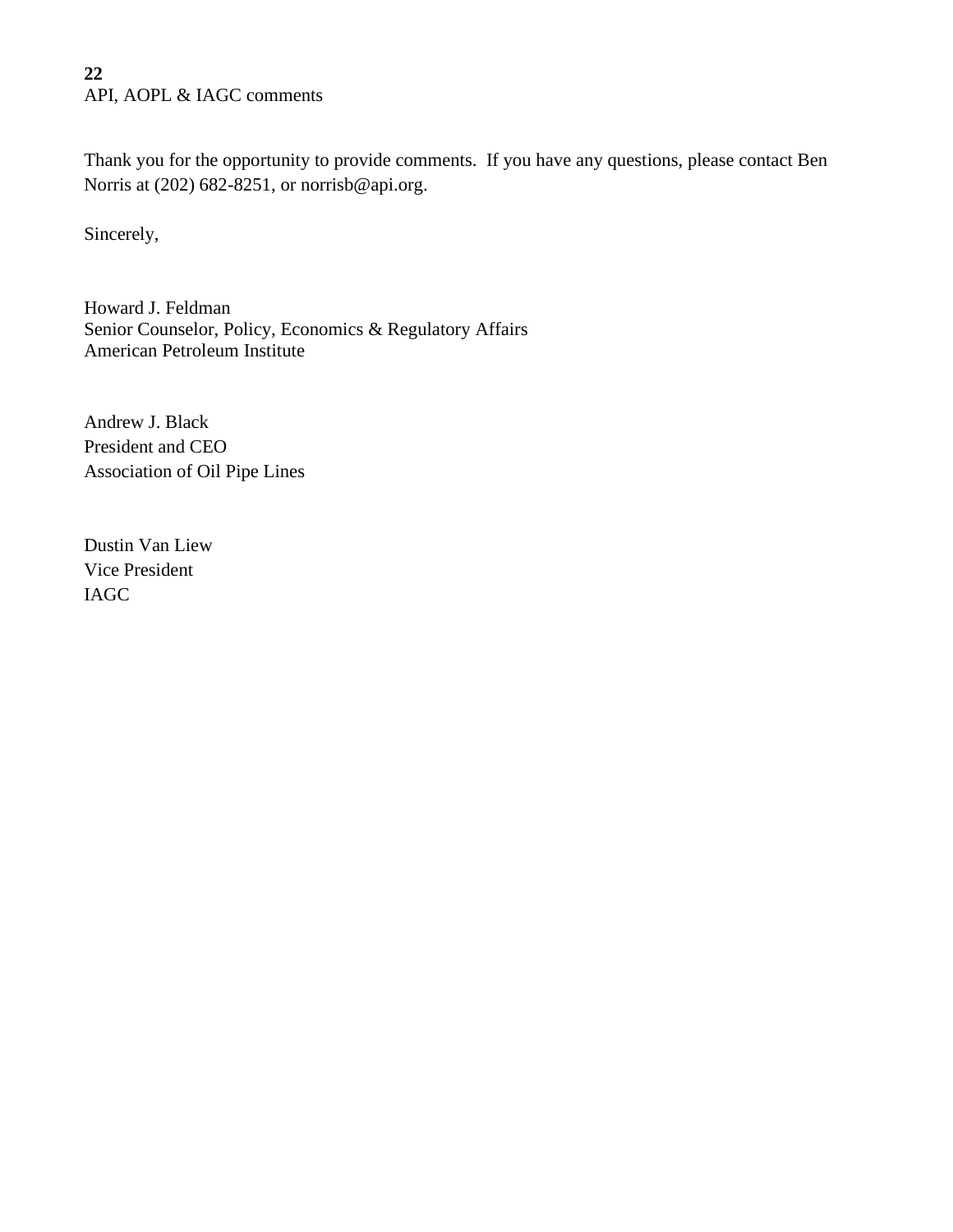Thank you for the opportunity to provide comments. If you have any questions, please contact Ben Norris at (202) 682-8251, or norrisb@api.org.

Sincerely,

Howard J. Feldman
Senior Counselor, Policy, Economics & Regulatory Affairs
American Petroleum Institute

Andrew J. Black
President and CEO
Association of Oil Pipe Lines

Dustin Van Liew
Vice President
IAGC